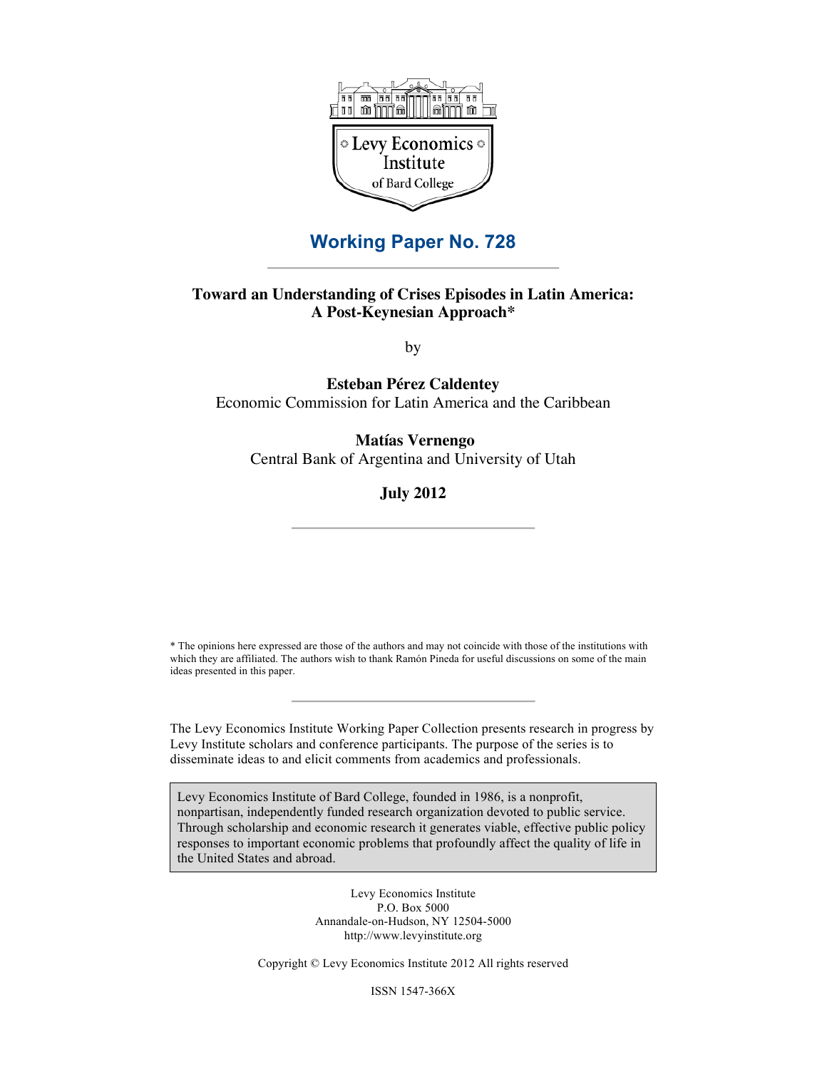Levy Economics Institute of Bard College

## Working Paper No. 728

# Toward an Understanding of Crises Episodes in Latin America: A Post-Keynesian Approach*

by

**Esteban Pérez Caldentey**
Economic Commission for Latin America and the Caribbean

**Matías Vernengo**
Central Bank of Argentina and University of Utah

**July 2012**

---

* The opinions here expressed are those of the authors and may not coincide with those of the institutions with which they are affiliated. The authors wish to thank Ramón Pineda for useful discussions on some of the main ideas presented in this paper.

---

The Levy Economics Institute Working Paper Collection presents research in progress by Levy Institute scholars and conference participants. The purpose of the series is to disseminate ideas to and elicit comments from academics and professionals.

Levy Economics Institute of Bard College, founded in 1986, is a nonprofit, nonpartisan, independently funded research organization devoted to public service. Through scholarship and economic research it generates viable, effective public policy responses to important economic problems that profoundly affect the quality of life in the United States and abroad.

Levy Economics Institute
P.O. Box 5000
Annandale-on-Hudson, NY 12504-5000
http://www.levyinstitute.org

Copyright © Levy Economics Institute 2012 All rights reserved

ISSN 1547-366X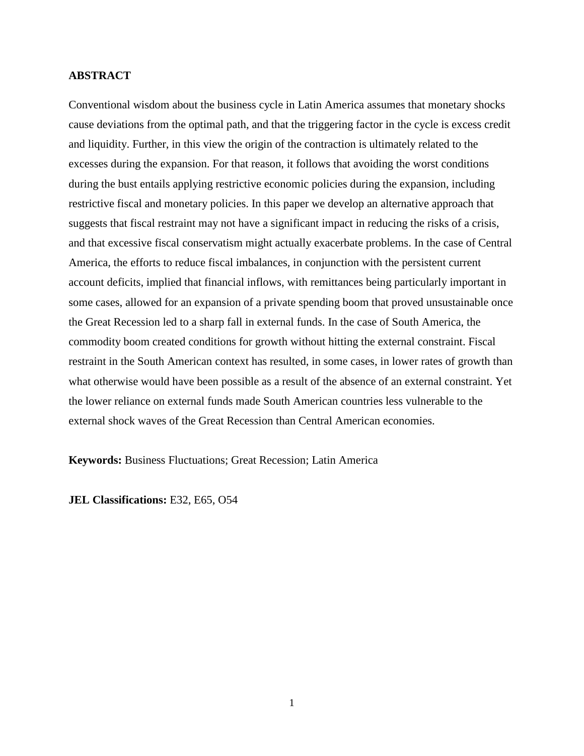## ABSTRACT

Conventional wisdom about the business cycle in Latin America assumes that monetary shocks cause deviations from the optimal path, and that the triggering factor in the cycle is excess credit and liquidity. Further, in this view the origin of the contraction is ultimately related to the excesses during the expansion. For that reason, it follows that avoiding the worst conditions during the bust entails applying restrictive economic policies during the expansion, including restrictive fiscal and monetary policies. In this paper we develop an alternative approach that suggests that fiscal restraint may not have a significant impact in reducing the risks of a crisis, and that excessive fiscal conservatism might actually exacerbate problems. In the case of Central America, the efforts to reduce fiscal imbalances, in conjunction with the persistent current account deficits, implied that financial inflows, with remittances being particularly important in some cases, allowed for an expansion of a private spending boom that proved unsustainable once the Great Recession led to a sharp fall in external funds. In the case of South America, the commodity boom created conditions for growth without hitting the external constraint. Fiscal restraint in the South American context has resulted, in some cases, in lower rates of growth than what otherwise would have been possible as a result of the absence of an external constraint. Yet the lower reliance on external funds made South American countries less vulnerable to the external shock waves of the Great Recession than Central American economies.

**Keywords:** Business Fluctuations; Great Recession; Latin America

**JEL Classifications:** E32, E65, O54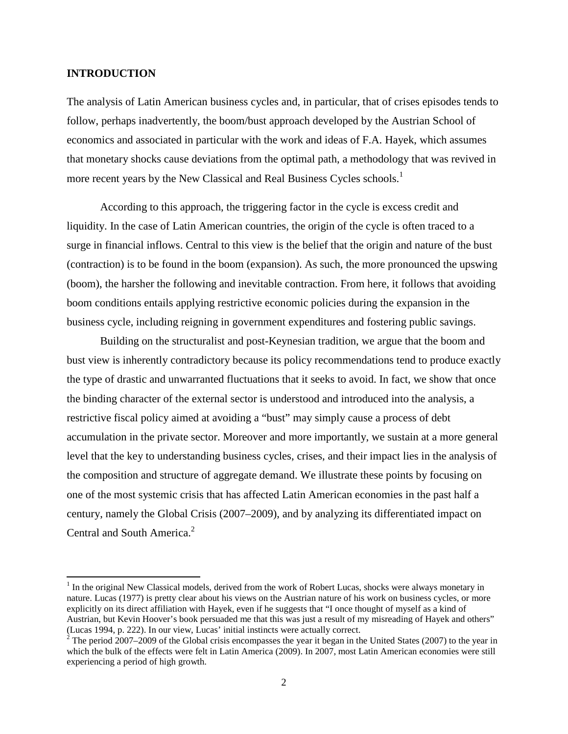## INTRODUCTION

The analysis of Latin American business cycles and, in particular, that of crises episodes tends to follow, perhaps inadvertently, the boom/bust approach developed by the Austrian School of economics and associated in particular with the work and ideas of F.A. Hayek, which assumes that monetary shocks cause deviations from the optimal path, a methodology that was revived in more recent years by the New Classical and Real Business Cycles schools.[1]

According to this approach, the triggering factor in the cycle is excess credit and liquidity. In the case of Latin American countries, the origin of the cycle is often traced to a surge in financial inflows. Central to this view is the belief that the origin and nature of the bust (contraction) is to be found in the boom (expansion). As such, the more pronounced the upswing (boom), the harsher the following and inevitable contraction. From here, it follows that avoiding boom conditions entails applying restrictive economic policies during the expansion in the business cycle, including reigning in government expenditures and fostering public savings.

Building on the structuralist and post-Keynesian tradition, we argue that the boom and bust view is inherently contradictory because its policy recommendations tend to produce exactly the type of drastic and unwarranted fluctuations that it seeks to avoid. In fact, we show that once the binding character of the external sector is understood and introduced into the analysis, a restrictive fiscal policy aimed at avoiding a "bust" may simply cause a process of debt accumulation in the private sector. Moreover and more importantly, we sustain at a more general level that the key to understanding business cycles, crises, and their impact lies in the analysis of the composition and structure of aggregate demand. We illustrate these points by focusing on one of the most systemic crisis that has affected Latin American economies in the past half a century, namely the Global Crisis (2007–2009), and by analyzing its differentiated impact on Central and South America.[2]

---

[1] In the original New Classical models, derived from the work of Robert Lucas, shocks were always monetary in nature. Lucas (1977) is pretty clear about his views on the Austrian nature of his work on business cycles, or more explicitly on its direct affiliation with Hayek, even if he suggests that "I once thought of myself as a kind of Austrian, but Kevin Hoover's book persuaded me that this was just a result of my misreading of Hayek and others" (Lucas 1994, p. 222). In our view, Lucas' initial instincts were actually correct.

[2] The period 2007–2009 of the Global crisis encompasses the year it began in the United States (2007) to the year in which the bulk of the effects were felt in Latin America (2009). In 2007, most Latin American economies were still experiencing a period of high growth.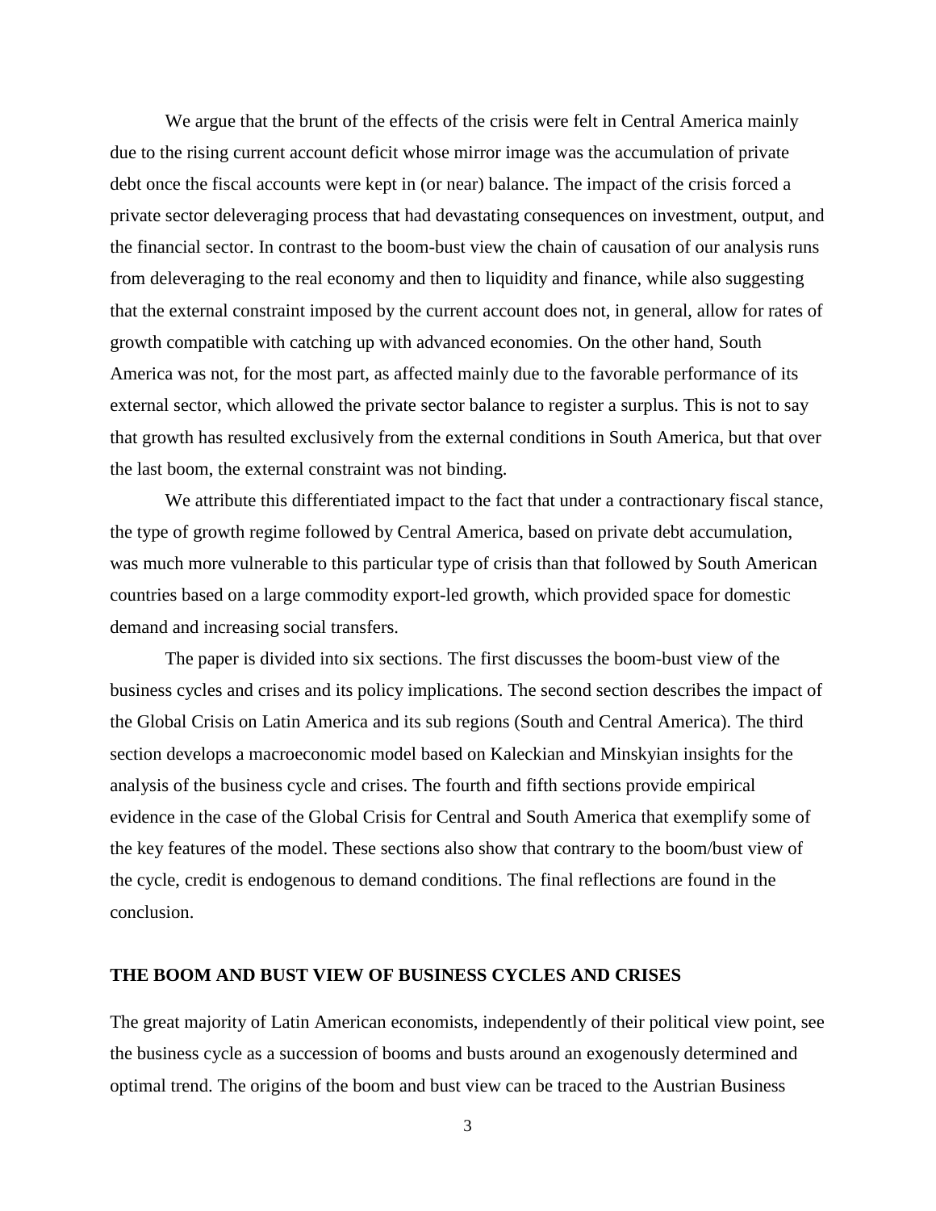We argue that the brunt of the effects of the crisis were felt in Central America mainly due to the rising current account deficit whose mirror image was the accumulation of private debt once the fiscal accounts were kept in (or near) balance. The impact of the crisis forced a private sector deleveraging process that had devastating consequences on investment, output, and the financial sector. In contrast to the boom-bust view the chain of causation of our analysis runs from deleveraging to the real economy and then to liquidity and finance, while also suggesting that the external constraint imposed by the current account does not, in general, allow for rates of growth compatible with catching up with advanced economies. On the other hand, South America was not, for the most part, as affected mainly due to the favorable performance of its external sector, which allowed the private sector balance to register a surplus. This is not to say that growth has resulted exclusively from the external conditions in South America, but that over the last boom, the external constraint was not binding.

We attribute this differentiated impact to the fact that under a contractionary fiscal stance, the type of growth regime followed by Central America, based on private debt accumulation, was much more vulnerable to this particular type of crisis than that followed by South American countries based on a large commodity export-led growth, which provided space for domestic demand and increasing social transfers.

The paper is divided into six sections. The first discusses the boom-bust view of the business cycles and crises and its policy implications. The second section describes the impact of the Global Crisis on Latin America and its sub regions (South and Central America). The third section develops a macroeconomic model based on Kaleckian and Minskyian insights for the analysis of the business cycle and crises. The fourth and fifth sections provide empirical evidence in the case of the Global Crisis for Central and South America that exemplify some of the key features of the model. These sections also show that contrary to the boom/bust view of the cycle, credit is endogenous to demand conditions. The final reflections are found in the conclusion.

## THE BOOM AND BUST VIEW OF BUSINESS CYCLES AND CRISES

The great majority of Latin American economists, independently of their political view point, see the business cycle as a succession of booms and busts around an exogenously determined and optimal trend. The origins of the boom and bust view can be traced to the Austrian Business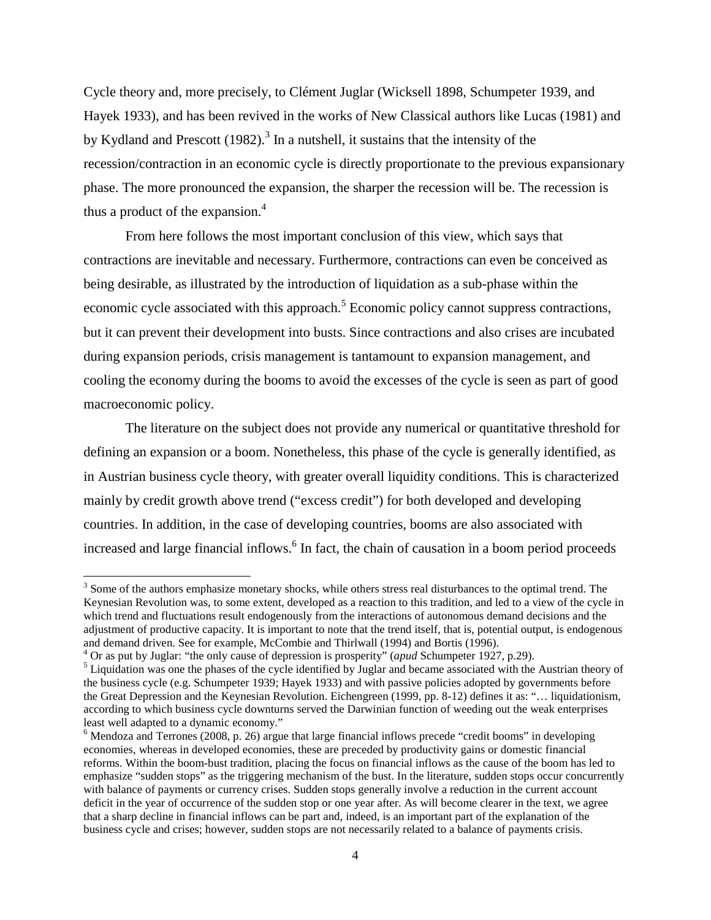Cycle theory and, more precisely, to Clément Juglar (Wicksell 1898, Schumpeter 1939, and Hayek 1933), and has been revived in the works of New Classical authors like Lucas (1981) and by Kydland and Prescott (1982).[3] In a nutshell, it sustains that the intensity of the recession/contraction in an economic cycle is directly proportionate to the previous expansionary phase. The more pronounced the expansion, the sharper the recession will be. The recession is thus a product of the expansion.[4]

From here follows the most important conclusion of this view, which says that contractions are inevitable and necessary. Furthermore, contractions can even be conceived as being desirable, as illustrated by the introduction of liquidation as a sub-phase within the economic cycle associated with this approach.[5] Economic policy cannot suppress contractions, but it can prevent their development into busts. Since contractions and also crises are incubated during expansion periods, crisis management is tantamount to expansion management, and cooling the economy during the booms to avoid the excesses of the cycle is seen as part of good macroeconomic policy.

The literature on the subject does not provide any numerical or quantitative threshold for defining an expansion or a boom. Nonetheless, this phase of the cycle is generally identified, as in Austrian business cycle theory, with greater overall liquidity conditions. This is characterized mainly by credit growth above trend ("excess credit") for both developed and developing countries. In addition, in the case of developing countries, booms are also associated with increased and large financial inflows.[6] In fact, the chain of causation in a boom period proceeds

---

[3] Some of the authors emphasize monetary shocks, while others stress real disturbances to the optimal trend. The Keynesian Revolution was, to some extent, developed as a reaction to this tradition, and led to a view of the cycle in which trend and fluctuations result endogenously from the interactions of autonomous demand decisions and the adjustment of productive capacity. It is important to note that the trend itself, that is, potential output, is endogenous and demand driven. See for example, McCombie and Thirlwall (1994) and Bortis (1996).

[4] Or as put by Juglar: "the only cause of depression is prosperity" (*apud* Schumpeter 1927, p.29).

[5] Liquidation was one the phases of the cycle identified by Juglar and became associated with the Austrian theory of the business cycle (e.g. Schumpeter 1939; Hayek 1933) and with passive policies adopted by governments before the Great Depression and the Keynesian Revolution. Eichengreen (1999, pp. 8-12) defines it as: "… liquidationism, according to which business cycle downturns served the Darwinian function of weeding out the weak enterprises least well adapted to a dynamic economy."

[6] Mendoza and Terrones (2008, p. 26) argue that large financial inflows precede "credit booms" in developing economies, whereas in developed economies, these are preceded by productivity gains or domestic financial reforms. Within the boom-bust tradition, placing the focus on financial inflows as the cause of the boom has led to emphasize "sudden stops" as the triggering mechanism of the bust. In the literature, sudden stops occur concurrently with balance of payments or currency crises. Sudden stops generally involve a reduction in the current account deficit in the year of occurrence of the sudden stop or one year after. As will become clearer in the text, we agree that a sharp decline in financial inflows can be part and, indeed, is an important part of the explanation of the business cycle and crises; however, sudden stops are not necessarily related to a balance of payments crisis.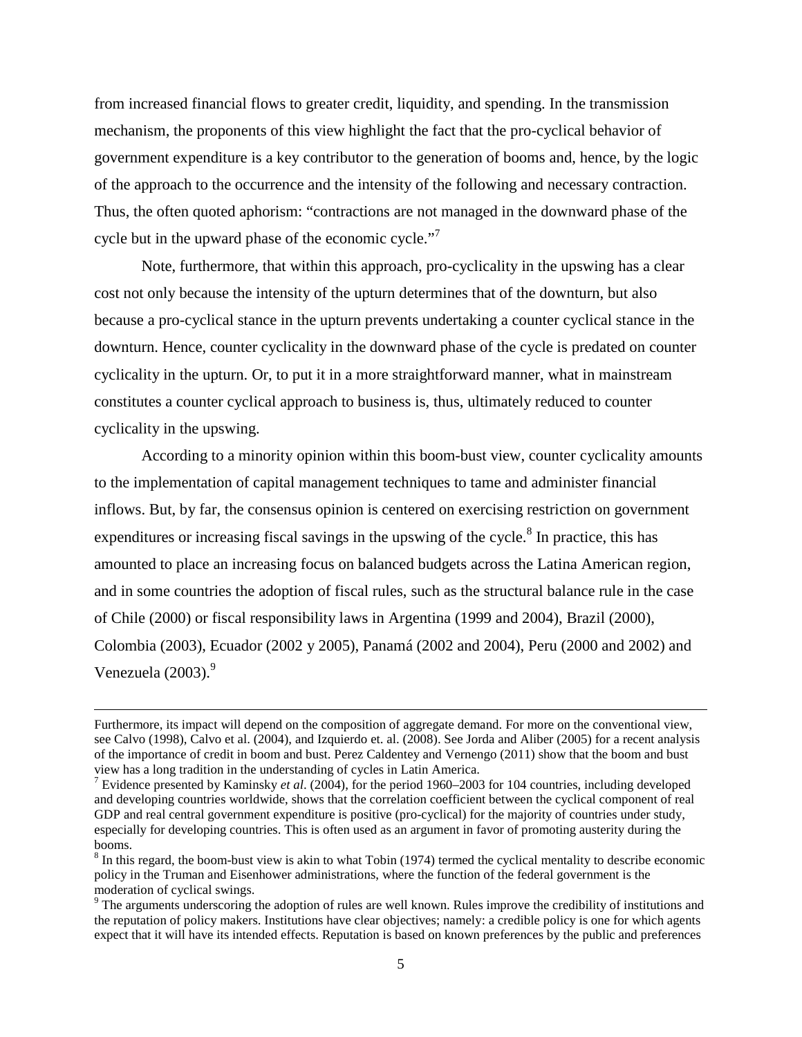from increased financial flows to greater credit, liquidity, and spending. In the transmission mechanism, the proponents of this view highlight the fact that the pro-cyclical behavior of government expenditure is a key contributor to the generation of booms and, hence, by the logic of the approach to the occurrence and the intensity of the following and necessary contraction. Thus, the often quoted aphorism: "contractions are not managed in the downward phase of the cycle but in the upward phase of the economic cycle."[7]

Note, furthermore, that within this approach, pro-cyclicality in the upswing has a clear cost not only because the intensity of the upturn determines that of the downturn, but also because a pro-cyclical stance in the upturn prevents undertaking a counter cyclical stance in the downturn. Hence, counter cyclicality in the downward phase of the cycle is predated on counter cyclicality in the upturn. Or, to put it in a more straightforward manner, what in mainstream constitutes a counter cyclical approach to business is, thus, ultimately reduced to counter cyclicality in the upswing.

According to a minority opinion within this boom-bust view, counter cyclicality amounts to the implementation of capital management techniques to tame and administer financial inflows. But, by far, the consensus opinion is centered on exercising restriction on government expenditures or increasing fiscal savings in the upswing of the cycle.[8] In practice, this has amounted to place an increasing focus on balanced budgets across the Latina American region, and in some countries the adoption of fiscal rules, such as the structural balance rule in the case of Chile (2000) or fiscal responsibility laws in Argentina (1999 and 2004), Brazil (2000), Colombia (2003), Ecuador (2002 y 2005), Panamá (2002 and 2004), Peru (2000 and 2002) and Venezuela (2003).[9]

---

Furthermore, its impact will depend on the composition of aggregate demand. For more on the conventional view, see Calvo (1998), Calvo et al. (2004), and Izquierdo et. al. (2008). See Jorda and Aliber (2005) for a recent analysis of the importance of credit in boom and bust. Perez Caldentey and Vernengo (2011) show that the boom and bust view has a long tradition in the understanding of cycles in Latin America.

[7] Evidence presented by Kaminsky *et al*. (2004), for the period 1960–2003 for 104 countries, including developed and developing countries worldwide, shows that the correlation coefficient between the cyclical component of real GDP and real central government expenditure is positive (pro-cyclical) for the majority of countries under study, especially for developing countries. This is often used as an argument in favor of promoting austerity during the booms.

[8] In this regard, the boom-bust view is akin to what Tobin (1974) termed the cyclical mentality to describe economic policy in the Truman and Eisenhower administrations, where the function of the federal government is the moderation of cyclical swings.

[9] The arguments underscoring the adoption of rules are well known. Rules improve the credibility of institutions and the reputation of policy makers. Institutions have clear objectives; namely: a credible policy is one for which agents expect that it will have its intended effects. Reputation is based on known preferences by the public and preferences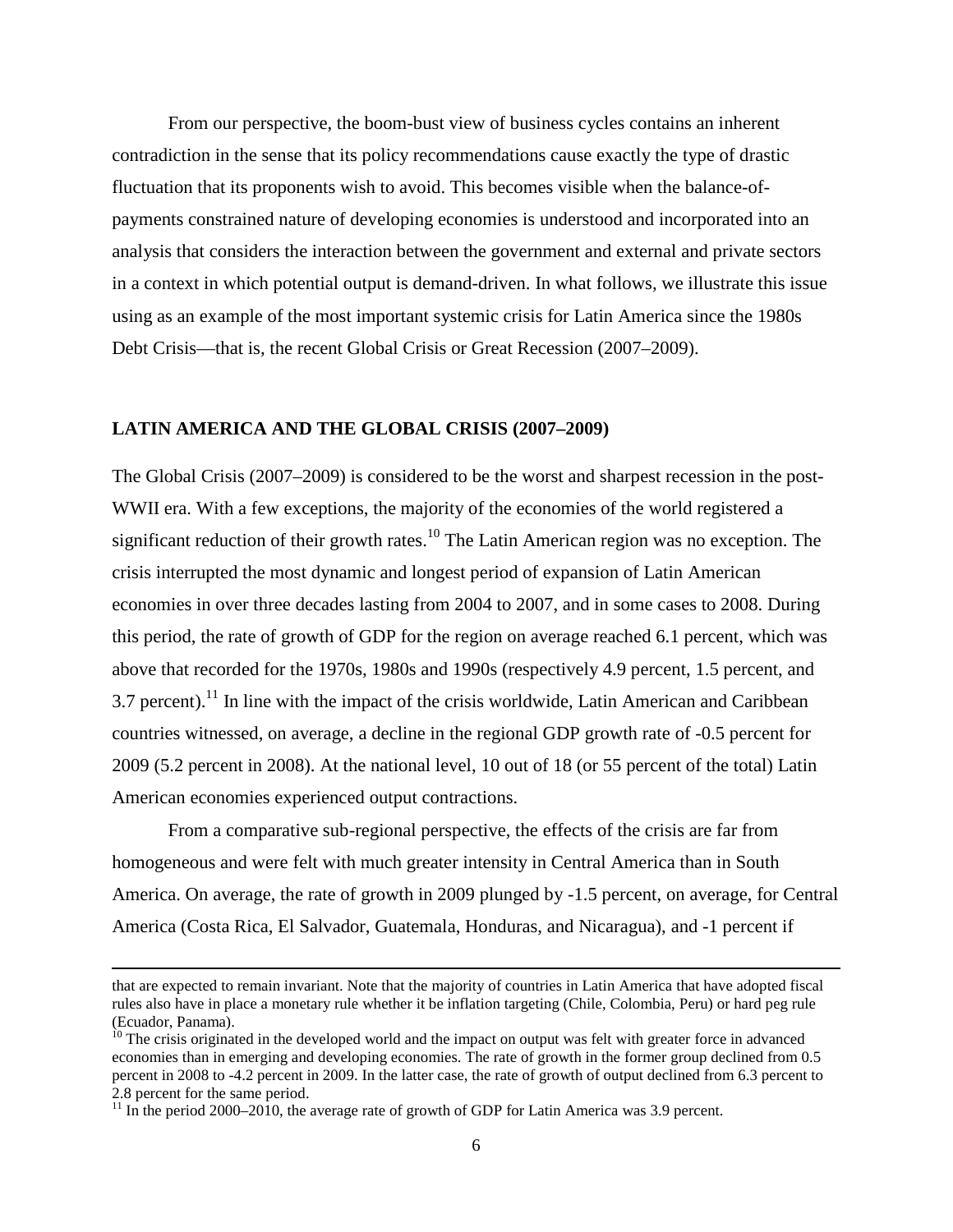From our perspective, the boom-bust view of business cycles contains an inherent contradiction in the sense that its policy recommendations cause exactly the type of drastic fluctuation that its proponents wish to avoid. This becomes visible when the balance-of-payments constrained nature of developing economies is understood and incorporated into an analysis that considers the interaction between the government and external and private sectors in a context in which potential output is demand-driven. In what follows, we illustrate this issue using as an example of the most important systemic crisis for Latin America since the 1980s Debt Crisis—that is, the recent Global Crisis or Great Recession (2007–2009).

## LATIN AMERICA AND THE GLOBAL CRISIS (2007–2009)

The Global Crisis (2007–2009) is considered to be the worst and sharpest recession in the post-WWII era. With a few exceptions, the majority of the economies of the world registered a significant reduction of their growth rates.[10] The Latin American region was no exception. The crisis interrupted the most dynamic and longest period of expansion of Latin American economies in over three decades lasting from 2004 to 2007, and in some cases to 2008. During this period, the rate of growth of GDP for the region on average reached 6.1 percent, which was above that recorded for the 1970s, 1980s and 1990s (respectively 4.9 percent, 1.5 percent, and 3.7 percent).[11] In line with the impact of the crisis worldwide, Latin American and Caribbean countries witnessed, on average, a decline in the regional GDP growth rate of -0.5 percent for 2009 (5.2 percent in 2008). At the national level, 10 out of 18 (or 55 percent of the total) Latin American economies experienced output contractions.

From a comparative sub-regional perspective, the effects of the crisis are far from homogeneous and were felt with much greater intensity in Central America than in South America. On average, the rate of growth in 2009 plunged by -1.5 percent, on average, for Central America (Costa Rica, El Salvador, Guatemala, Honduras, and Nicaragua), and -1 percent if

---

that are expected to remain invariant. Note that the majority of countries in Latin America that have adopted fiscal rules also have in place a monetary rule whether it be inflation targeting (Chile, Colombia, Peru) or hard peg rule (Ecuador, Panama).

[10] The crisis originated in the developed world and the impact on output was felt with greater force in advanced economies than in emerging and developing economies. The rate of growth in the former group declined from 0.5 percent in 2008 to -4.2 percent in 2009. In the latter case, the rate of growth of output declined from 6.3 percent to 2.8 percent for the same period.

[11] In the period 2000–2010, the average rate of growth of GDP for Latin America was 3.9 percent.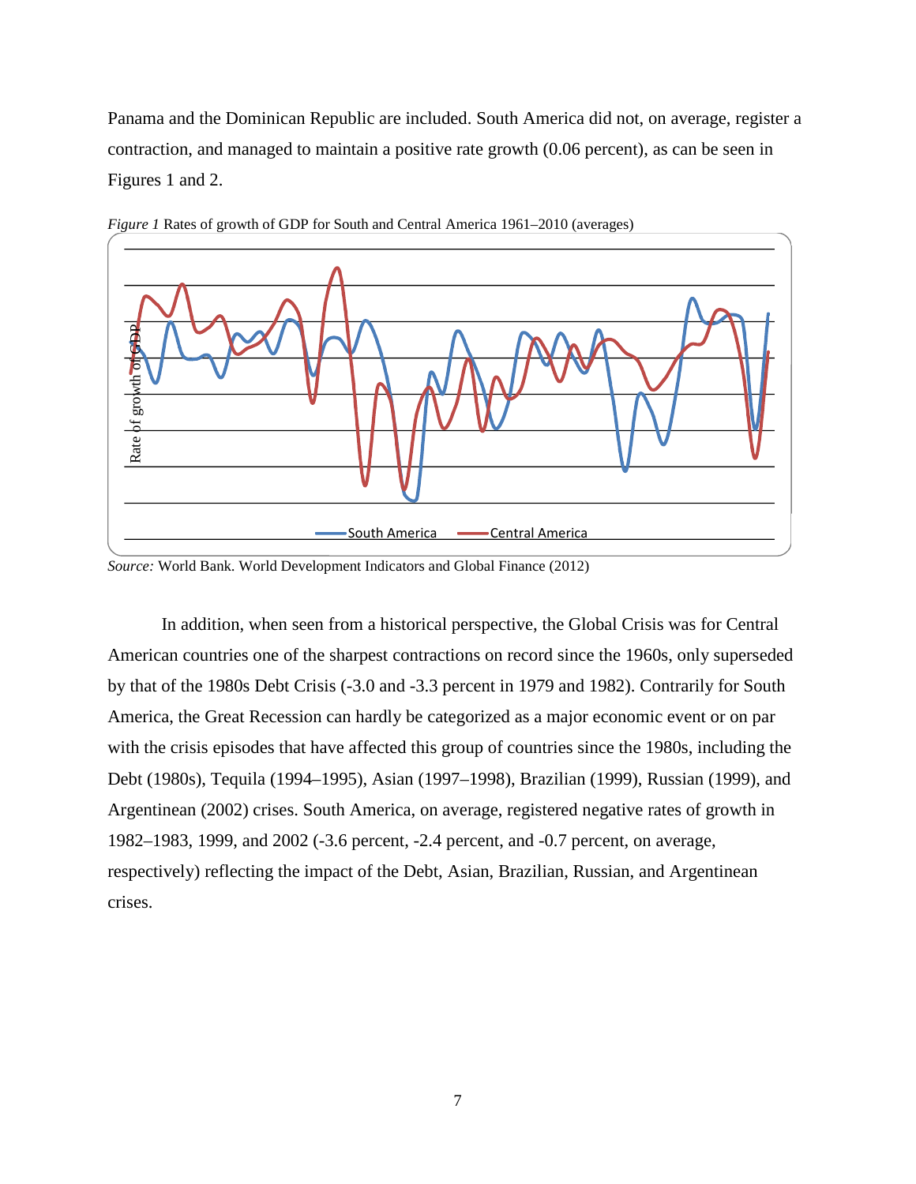Panama and the Dominican Republic are included. South America did not, on average, register a contraction, and managed to maintain a positive rate growth (0.06 percent), as can be seen in Figures 1 and 2.

*Figure 1* Rates of growth of GDP for South and Central America 1961–2010 (averages)

*Source:* World Bank. World Development Indicators and Global Finance (2012)

In addition, when seen from a historical perspective, the Global Crisis was for Central American countries one of the sharpest contractions on record since the 1960s, only superseded by that of the 1980s Debt Crisis (-3.0 and -3.3 percent in 1979 and 1982). Contrarily for South America, the Great Recession can hardly be categorized as a major economic event or on par with the crisis episodes that have affected this group of countries since the 1980s, including the Debt (1980s), Tequila (1994–1995), Asian (1997–1998), Brazilian (1999), Russian (1999), and Argentinean (2002) crises. South America, on average, registered negative rates of growth in 1982–1983, 1999, and 2002 (-3.6 percent, -2.4 percent, and -0.7 percent, on average, respectively) reflecting the impact of the Debt, Asian, Brazilian, Russian, and Argentinean crises.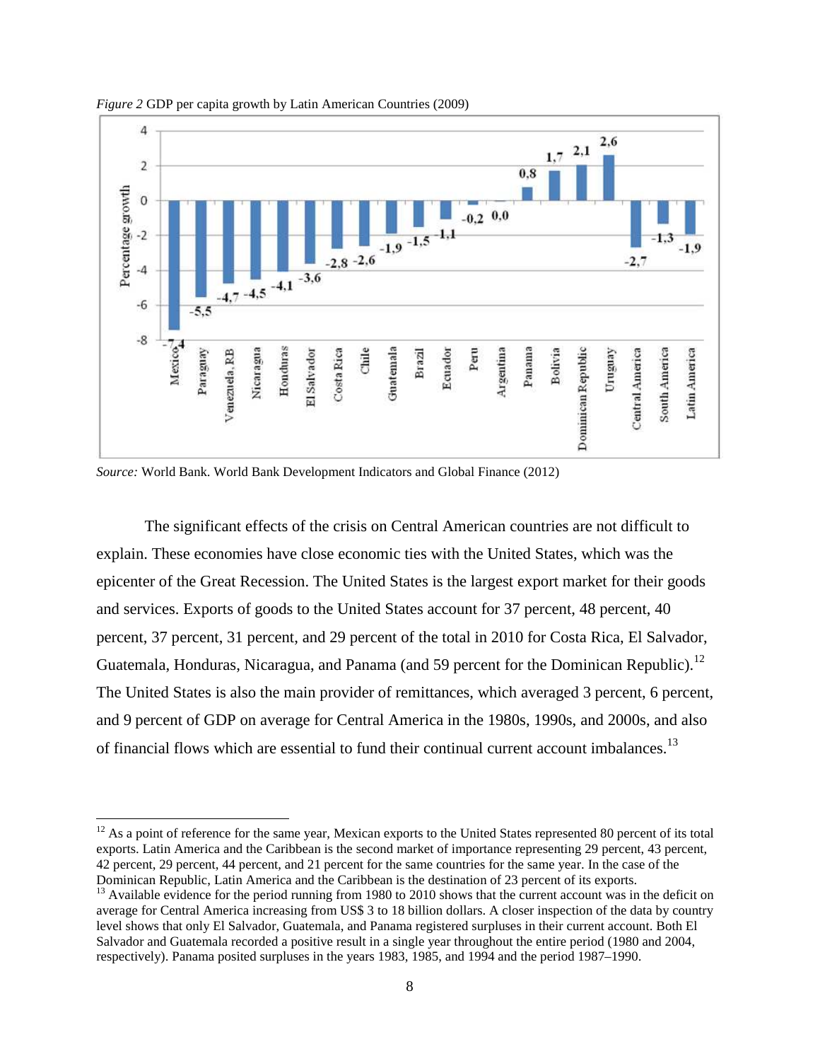*Figure 2* GDP per capita growth by Latin American Countries (2009)

*Source:* World Bank. World Bank Development Indicators and Global Finance (2012)

The significant effects of the crisis on Central American countries are not difficult to explain. These economies have close economic ties with the United States, which was the epicenter of the Great Recession. The United States is the largest export market for their goods and services. Exports of goods to the United States account for 37 percent, 48 percent, 40 percent, 37 percent, 31 percent, and 29 percent of the total in 2010 for Costa Rica, El Salvador, Guatemala, Honduras, Nicaragua, and Panama (and 59 percent for the Dominican Republic).[12] The United States is also the main provider of remittances, which averaged 3 percent, 6 percent, and 9 percent of GDP on average for Central America in the 1980s, 1990s, and 2000s, and also of financial flows which are essential to fund their continual current account imbalances.[13]

[12] As a point of reference for the same year, Mexican exports to the United States represented 80 percent of its total exports. Latin America and the Caribbean is the second market of importance representing 29 percent, 43 percent, 42 percent, 29 percent, 44 percent, and 21 percent for the same countries for the same year. In the case of the Dominican Republic, Latin America and the Caribbean is the destination of 23 percent of its exports.

[13] Available evidence for the period running from 1980 to 2010 shows that the current account was in the deficit on average for Central America increasing from US$ 3 to 18 billion dollars. A closer inspection of the data by country level shows that only El Salvador, Guatemala, and Panama registered surpluses in their current account. Both El Salvador and Guatemala recorded a positive result in a single year throughout the entire period (1980 and 2004, respectively). Panama posited surpluses in the years 1983, 1985, and 1994 and the period 1987–1990.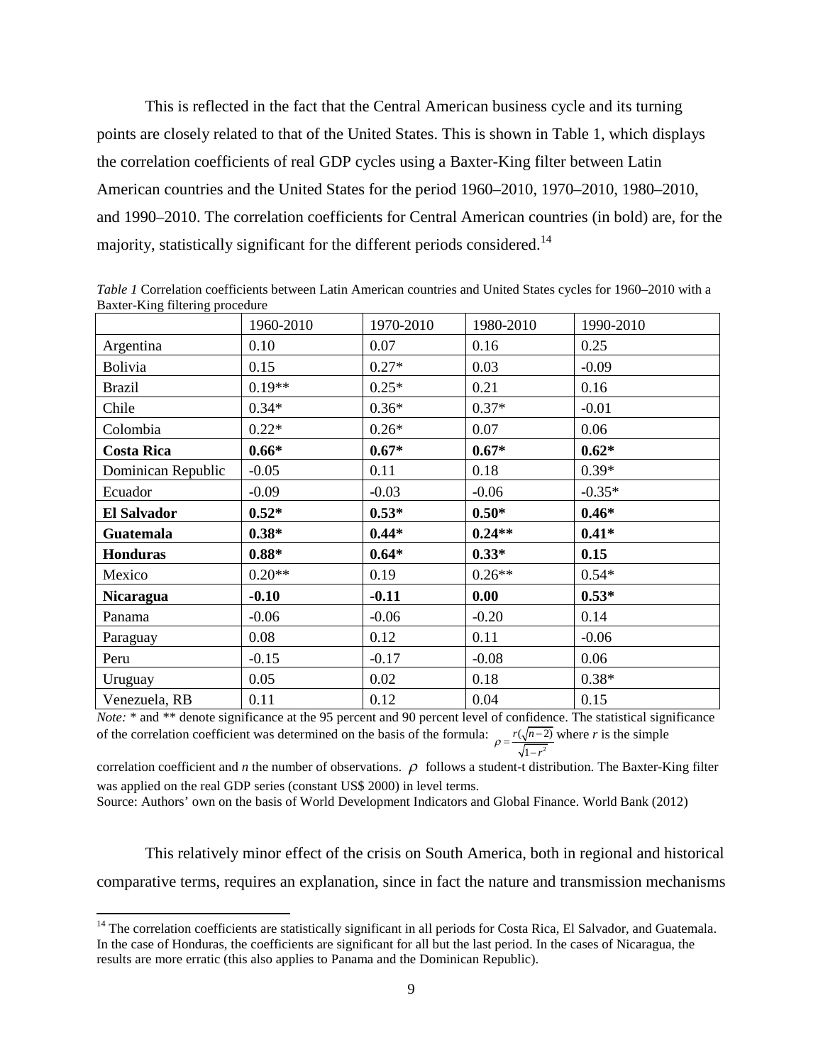This is reflected in the fact that the Central American business cycle and its turning points are closely related to that of the United States. This is shown in Table 1, which displays the correlation coefficients of real GDP cycles using a Baxter-King filter between Latin American countries and the United States for the period 1960–2010, 1970–2010, 1980–2010, and 1990–2010. The correlation coefficients for Central American countries (in bold) are, for the majority, statistically significant for the different periods considered.[14]

*Table 1* Correlation coefficients between Latin American countries and United States cycles for 1960–2010 with a Baxter-King filtering procedure

| | 1960-2010 | 1970-2010 | 1980-2010 | 1990-2010 |
|---|---|---|---|---|
| Argentina | 0.10 | 0.07 | 0.16 | 0.25 |
| Bolivia | 0.15 | 0.27* | 0.03 | -0.09 |
| Brazil | 0.19** | 0.25* | 0.21 | 0.16 |
| Chile | 0.34* | 0.36* | 0.37* | -0.01 |
| Colombia | 0.22* | 0.26* | 0.07 | 0.06 |
| **Costa Rica** | **0.66*** | **0.67*** | **0.67*** | **0.62*** |
| Dominican Republic | -0.05 | 0.11 | 0.18 | 0.39* |
| Ecuador | -0.09 | -0.03 | -0.06 | -0.35* |
| **El Salvador** | **0.52*** | **0.53*** | **0.50*** | **0.46*** |
| **Guatemala** | **0.38*** | **0.44*** | **0.24**** | **0.41*** |
| **Honduras** | **0.88*** | **0.64*** | **0.33*** | **0.15** |
| Mexico | 0.20** | 0.19 | 0.26** | 0.54* |
| **Nicaragua** | **-0.10** | **-0.11** | **0.00** | **0.53*** |
| Panama | -0.06 | -0.06 | -0.20 | 0.14 |
| Paraguay | 0.08 | 0.12 | 0.11 | -0.06 |
| Peru | -0.15 | -0.17 | -0.08 | 0.06 |
| Uruguay | 0.05 | 0.02 | 0.18 | 0.38* |
| Venezuela, RB | 0.11 | 0.12 | 0.04 | 0.15 |

*Note:* * and ** denote significance at the 95 percent and 90 percent level of confidence. The statistical significance of the correlation coefficient was determined on the basis of the formula: $\rho = \frac{r(\sqrt{n-2})}{\sqrt{1-r^2}}$ where $r$ is the simple correlation coefficient and $n$ the number of observations. $\rho$ follows a student-t distribution. The Baxter-King filter was applied on the real GDP series (constant US$ 2000) in level terms.

Source: Authors' own on the basis of World Development Indicators and Global Finance. World Bank (2012)

This relatively minor effect of the crisis on South America, both in regional and historical comparative terms, requires an explanation, since in fact the nature and transmission mechanisms

[14] The correlation coefficients are statistically significant in all periods for Costa Rica, El Salvador, and Guatemala. In the case of Honduras, the coefficients are significant for all but the last period. In the cases of Nicaragua, the results are more erratic (this also applies to Panama and the Dominican Republic).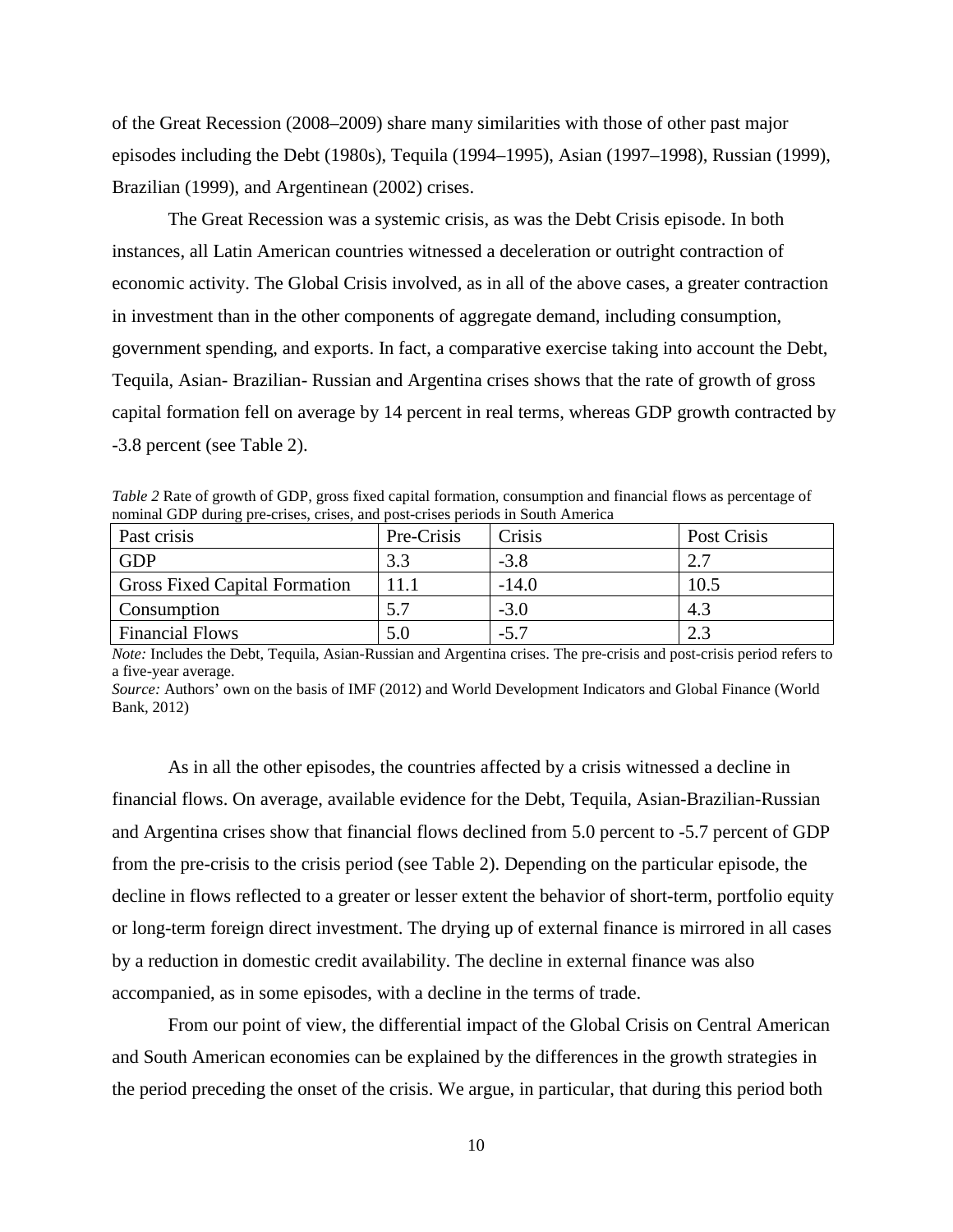of the Great Recession (2008–2009) share many similarities with those of other past major episodes including the Debt (1980s), Tequila (1994–1995), Asian (1997–1998), Russian (1999), Brazilian (1999), and Argentinean (2002) crises.

The Great Recession was a systemic crisis, as was the Debt Crisis episode. In both instances, all Latin American countries witnessed a deceleration or outright contraction of economic activity. The Global Crisis involved, as in all of the above cases, a greater contraction in investment than in the other components of aggregate demand, including consumption, government spending, and exports. In fact, a comparative exercise taking into account the Debt, Tequila, Asian- Brazilian- Russian and Argentina crises shows that the rate of growth of gross capital formation fell on average by 14 percent in real terms, whereas GDP growth contracted by -3.8 percent (see Table 2).

*Table 2* Rate of growth of GDP, gross fixed capital formation, consumption and financial flows as percentage of nominal GDP during pre-crises, crises, and post-crises periods in South America

| Past crisis | Pre-Crisis | Crisis | Post Crisis |
|---|---|---|---|
| GDP | 3.3 | -3.8 | 2.7 |
| Gross Fixed Capital Formation | 11.1 | -14.0 | 10.5 |
| Consumption | 5.7 | -3.0 | 4.3 |
| Financial Flows | 5.0 | -5.7 | 2.3 |

*Note:* Includes the Debt, Tequila, Asian-Russian and Argentina crises. The pre-crisis and post-crisis period refers to a five-year average.
*Source:* Authors' own on the basis of IMF (2012) and World Development Indicators and Global Finance (World Bank, 2012)

As in all the other episodes, the countries affected by a crisis witnessed a decline in financial flows. On average, available evidence for the Debt, Tequila, Asian-Brazilian-Russian and Argentina crises show that financial flows declined from 5.0 percent to -5.7 percent of GDP from the pre-crisis to the crisis period (see Table 2). Depending on the particular episode, the decline in flows reflected to a greater or lesser extent the behavior of short-term, portfolio equity or long-term foreign direct investment. The drying up of external finance is mirrored in all cases by a reduction in domestic credit availability. The decline in external finance was also accompanied, as in some episodes, with a decline in the terms of trade.

From our point of view, the differential impact of the Global Crisis on Central American and South American economies can be explained by the differences in the growth strategies in the period preceding the onset of the crisis. We argue, in particular, that during this period both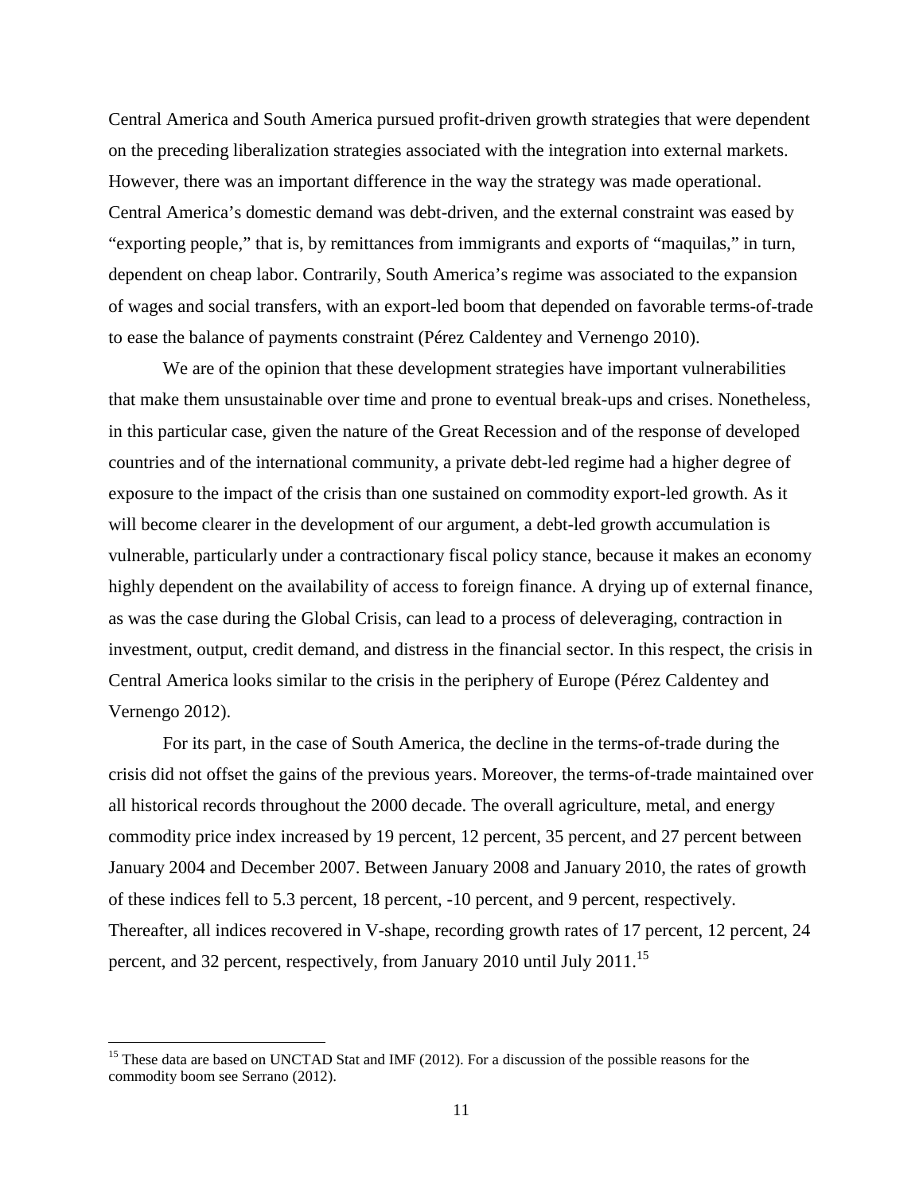Central America and South America pursued profit-driven growth strategies that were dependent on the preceding liberalization strategies associated with the integration into external markets. However, there was an important difference in the way the strategy was made operational. Central America's domestic demand was debt-driven, and the external constraint was eased by "exporting people," that is, by remittances from immigrants and exports of "maquilas," in turn, dependent on cheap labor. Contrarily, South America's regime was associated to the expansion of wages and social transfers, with an export-led boom that depended on favorable terms-of-trade to ease the balance of payments constraint (Pérez Caldentey and Vernengo 2010).

We are of the opinion that these development strategies have important vulnerabilities that make them unsustainable over time and prone to eventual break-ups and crises. Nonetheless, in this particular case, given the nature of the Great Recession and of the response of developed countries and of the international community, a private debt-led regime had a higher degree of exposure to the impact of the crisis than one sustained on commodity export-led growth. As it will become clearer in the development of our argument, a debt-led growth accumulation is vulnerable, particularly under a contractionary fiscal policy stance, because it makes an economy highly dependent on the availability of access to foreign finance. A drying up of external finance, as was the case during the Global Crisis, can lead to a process of deleveraging, contraction in investment, output, credit demand, and distress in the financial sector. In this respect, the crisis in Central America looks similar to the crisis in the periphery of Europe (Pérez Caldentey and Vernengo 2012).

For its part, in the case of South America, the decline in the terms-of-trade during the crisis did not offset the gains of the previous years. Moreover, the terms-of-trade maintained over all historical records throughout the 2000 decade. The overall agriculture, metal, and energy commodity price index increased by 19 percent, 12 percent, 35 percent, and 27 percent between January 2004 and December 2007. Between January 2008 and January 2010, the rates of growth of these indices fell to 5.3 percent, 18 percent, -10 percent, and 9 percent, respectively. Thereafter, all indices recovered in V-shape, recording growth rates of 17 percent, 12 percent, 24 percent, and 32 percent, respectively, from January 2010 until July 2011.[15]

[15] These data are based on UNCTAD Stat and IMF (2012). For a discussion of the possible reasons for the commodity boom see Serrano (2012).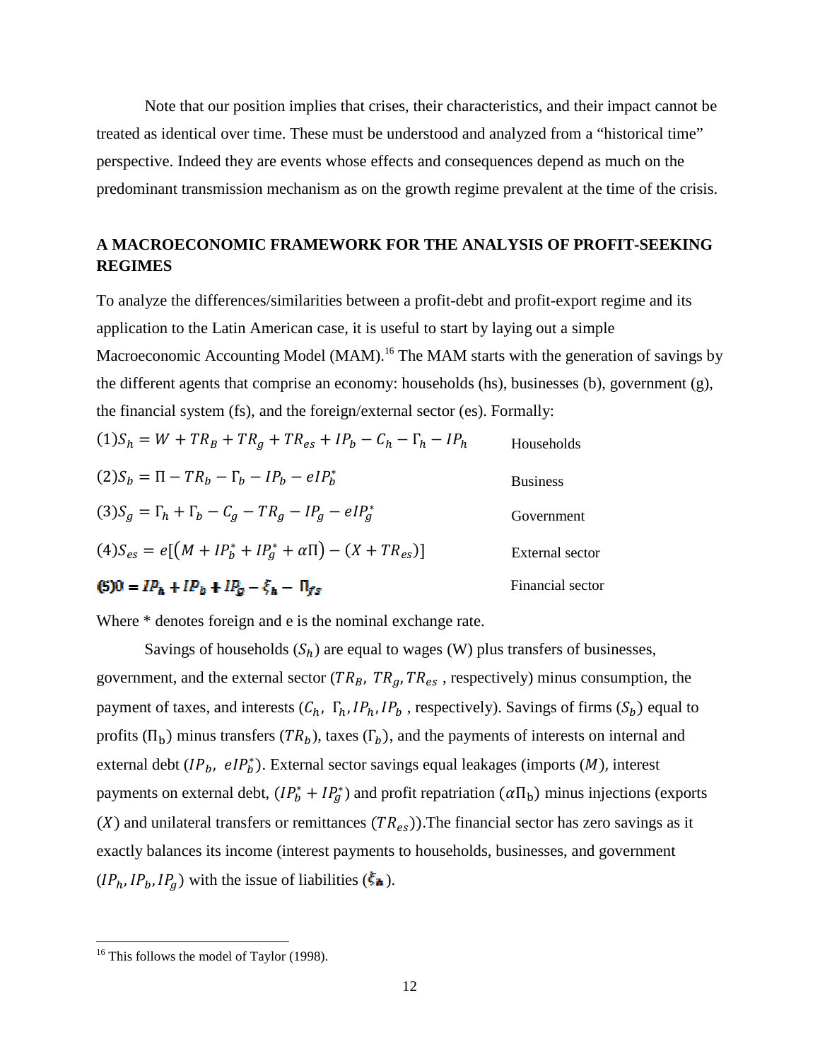Note that our position implies that crises, their characteristics, and their impact cannot be treated as identical over time. These must be understood and analyzed from a "historical time" perspective. Indeed they are events whose effects and consequences depend as much on the predominant transmission mechanism as on the growth regime prevalent at the time of the crisis.

## A MACROECONOMIC FRAMEWORK FOR THE ANALYSIS OF PROFIT-SEEKING REGIMES

To analyze the differences/similarities between a profit-debt and profit-export regime and its application to the Latin American case, it is useful to start by laying out a simple Macroeconomic Accounting Model (MAM).[16] The MAM starts with the generation of savings by the different agents that comprise an economy: households (hs), businesses (b), government (g), the financial system (fs), and the foreign/external sector (es). Formally:

$$(1) S_h = W + TR_B + TR_g + TR_{es} + IP_b - C_h - \Gamma_h - IP_h \qquad \text{Households}$$

$$(2) S_b = \Pi - TR_b - \Gamma_b - IP_b - eIP_b^* \qquad \text{Business}$$

$$(3) S_g = \Gamma_h + \Gamma_b - C_g - TR_g - IP_g - eIP_g^* \qquad \text{Government}$$

$$(4) S_{es} = e[(M + IP_b^* + IP_g^* + \alpha\Pi) - (X + TR_{es})] \qquad \text{External sector}$$

$$(5) 0 = IP_h + IP_b + IP_g - \xi_h - \Pi_{fs} \qquad \text{Financial sector}$$

Where * denotes foreign and e is the nominal exchange rate.

Savings of households ($S_h$) are equal to wages (W) plus transfers of businesses, government, and the external sector ($TR_B$, $TR_g$, $TR_{es}$ , respectively) minus consumption, the payment of taxes, and interests ($C_h$, $\Gamma_h$, $IP_h$, $IP_b$ , respectively). Savings of firms ($S_b$) equal to profits ($\Pi_b$) minus transfers ($TR_b$), taxes ($\Gamma_b$), and the payments of interests on internal and external debt ($IP_b$, $eIP_b^*$). External sector savings equal leakages (imports ($M$), interest payments on external debt, ($IP_b^* + IP_g^*$) and profit repatriation ($\alpha\Pi_b$) minus injections (exports ($X$) and unilateral transfers or remittances ($TR_{es}$)).The financial sector has zero savings as it exactly balances its income (interest payments to households, businesses, and government ($IP_h$, $IP_b$, $IP_g$) with the issue of liabilities ($\xi_h$).

[16] This follows the model of Taylor (1998).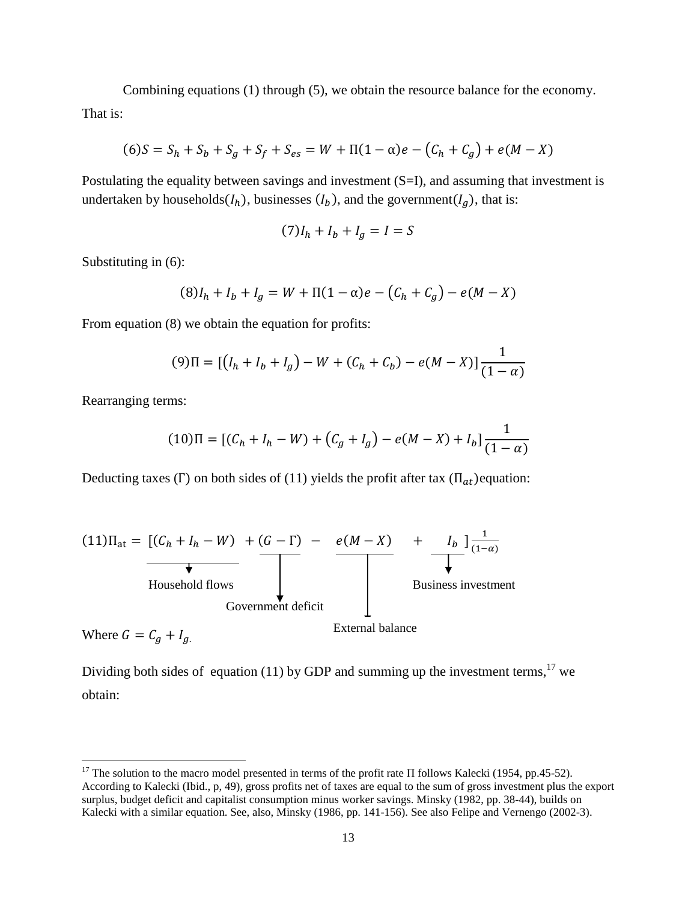Combining equations (1) through (5), we obtain the resource balance for the economy. That is:

$$(6) S = S_h + S_b + S_g + S_f + S_{es} = W + \Pi(1-\alpha)e - \left(C_h + C_g\right) + e(M - X)$$

Postulating the equality between savings and investment (S=I), and assuming that investment is undertaken by households($I_h$), businesses ($I_b$), and the government($I_g$), that is:

$$(7) I_h + I_b + I_g = I = S$$

Substituting in (6):

$$(8) I_h + I_b + I_g = W + \Pi(1-\alpha)e - \left(C_h + C_g\right) - e(M - X)$$

From equation (8) we obtain the equation for profits:

$$(9) \Pi = \left[\left(I_h + I_b + I_g\right) - W + (C_h + C_b) - e(M - X)\right]\frac{1}{(1-\alpha)}$$

Rearranging terms:

$$(10) \Pi = \left[(C_h + I_h - W) + \left(C_g + I_g\right) - e(M - X) + I_b\right]\frac{1}{(1-\alpha)}$$

Deducting taxes (Γ) on both sides of (11) yields the profit after tax ($\Pi_{at}$) equation:

$$(11) \Pi_{\text{at}} = \Big[\underbrace{(C_h + I_h - W)}_{\text{Household flows}} + \underbrace{(G - \Gamma)}_{\text{Government deficit}} - \underbrace{e(M - X)}_{\text{External balance}} + \underbrace{I_b}_{\text{Business investment}}\Big]\frac{1}{(1-\alpha)}$$

Where $G = C_g + I_g$.

Dividing both sides of equation (11) by GDP and summing up the investment terms,[17] we obtain:

---

[17] The solution to the macro model presented in terms of the profit rate Π follows Kalecki (1954, pp.45-52). According to Kalecki (Ibid., p, 49), gross profits net of taxes are equal to the sum of gross investment plus the export surplus, budget deficit and capitalist consumption minus worker savings. Minsky (1982, pp. 38-44), builds on Kalecki with a similar equation. See, also, Minsky (1986, pp. 141-156). See also Felipe and Vernengo (2002-3).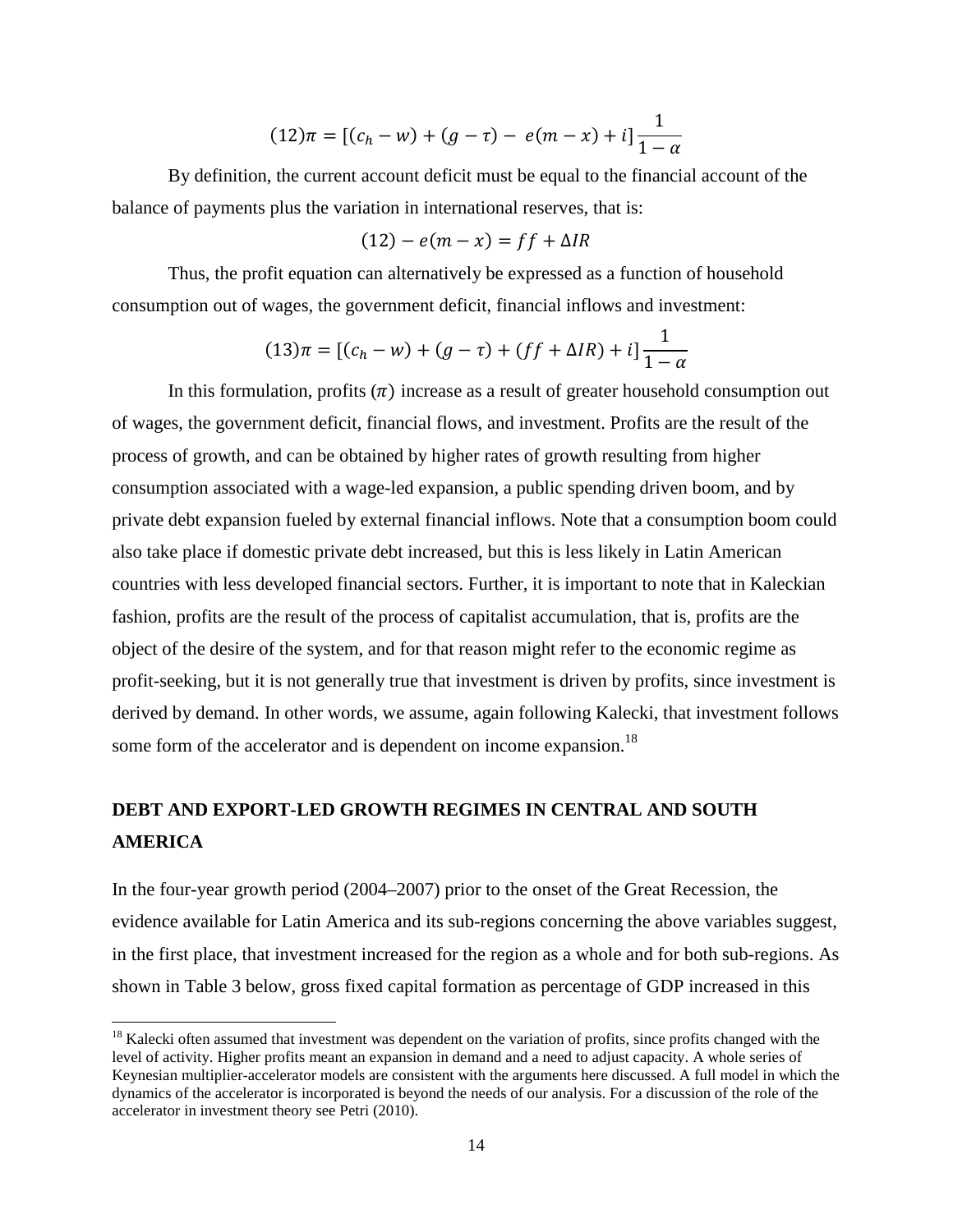$$(12)\pi = [(c_h - w) + (g - \tau) - e(m - x) + i]\frac{1}{1-\alpha}$$

By definition, the current account deficit must be equal to the financial account of the balance of payments plus the variation in international reserves, that is:

$$(12) - e(m - x) = ff + \Delta IR$$

Thus, the profit equation can alternatively be expressed as a function of household consumption out of wages, the government deficit, financial inflows and investment:

$$(13)\pi = [(c_h - w) + (g - \tau) + (ff + \Delta IR) + i]\frac{1}{1-\alpha}$$

In this formulation, profits ($\pi$) increase as a result of greater household consumption out of wages, the government deficit, financial flows, and investment. Profits are the result of the process of growth, and can be obtained by higher rates of growth resulting from higher consumption associated with a wage-led expansion, a public spending driven boom, and by private debt expansion fueled by external financial inflows. Note that a consumption boom could also take place if domestic private debt increased, but this is less likely in Latin American countries with less developed financial sectors. Further, it is important to note that in Kaleckian fashion, profits are the result of the process of capitalist accumulation, that is, profits are the object of the desire of the system, and for that reason might refer to the economic regime as profit-seeking, but it is not generally true that investment is driven by profits, since investment is derived by demand. In other words, we assume, again following Kalecki, that investment follows some form of the accelerator and is dependent on income expansion.[18]

## DEBT AND EXPORT-LED GROWTH REGIMES IN CENTRAL AND SOUTH AMERICA

In the four-year growth period (2004–2007) prior to the onset of the Great Recession, the evidence available for Latin America and its sub-regions concerning the above variables suggest, in the first place, that investment increased for the region as a whole and for both sub-regions. As shown in Table 3 below, gross fixed capital formation as percentage of GDP increased in this

[18] Kalecki often assumed that investment was dependent on the variation of profits, since profits changed with the level of activity. Higher profits meant an expansion in demand and a need to adjust capacity. A whole series of Keynesian multiplier-accelerator models are consistent with the arguments here discussed. A full model in which the dynamics of the accelerator is incorporated is beyond the needs of our analysis. For a discussion of the role of the accelerator in investment theory see Petri (2010).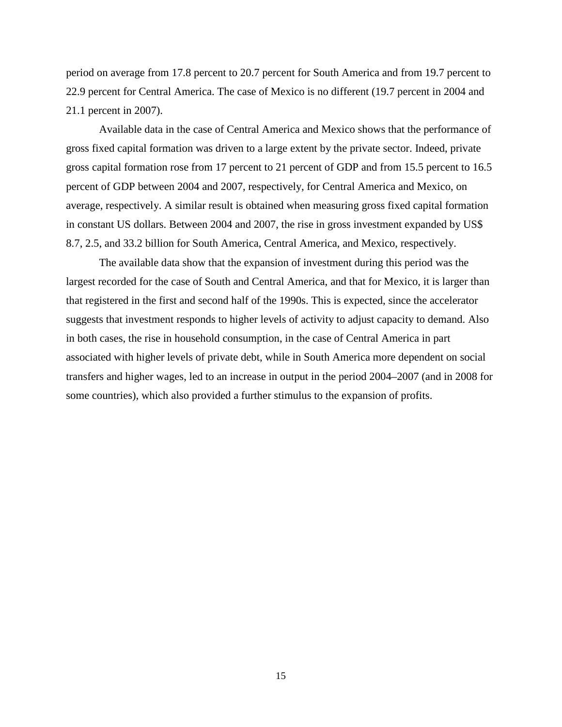period on average from 17.8 percent to 20.7 percent for South America and from 19.7 percent to 22.9 percent for Central America. The case of Mexico is no different (19.7 percent in 2004 and 21.1 percent in 2007).

Available data in the case of Central America and Mexico shows that the performance of gross fixed capital formation was driven to a large extent by the private sector. Indeed, private gross capital formation rose from 17 percent to 21 percent of GDP and from 15.5 percent to 16.5 percent of GDP between 2004 and 2007, respectively, for Central America and Mexico, on average, respectively. A similar result is obtained when measuring gross fixed capital formation in constant US dollars. Between 2004 and 2007, the rise in gross investment expanded by US$ 8.7, 2.5, and 33.2 billion for South America, Central America, and Mexico, respectively.

The available data show that the expansion of investment during this period was the largest recorded for the case of South and Central America, and that for Mexico, it is larger than that registered in the first and second half of the 1990s. This is expected, since the accelerator suggests that investment responds to higher levels of activity to adjust capacity to demand. Also in both cases, the rise in household consumption, in the case of Central America in part associated with higher levels of private debt, while in South America more dependent on social transfers and higher wages, led to an increase in output in the period 2004–2007 (and in 2008 for some countries), which also provided a further stimulus to the expansion of profits.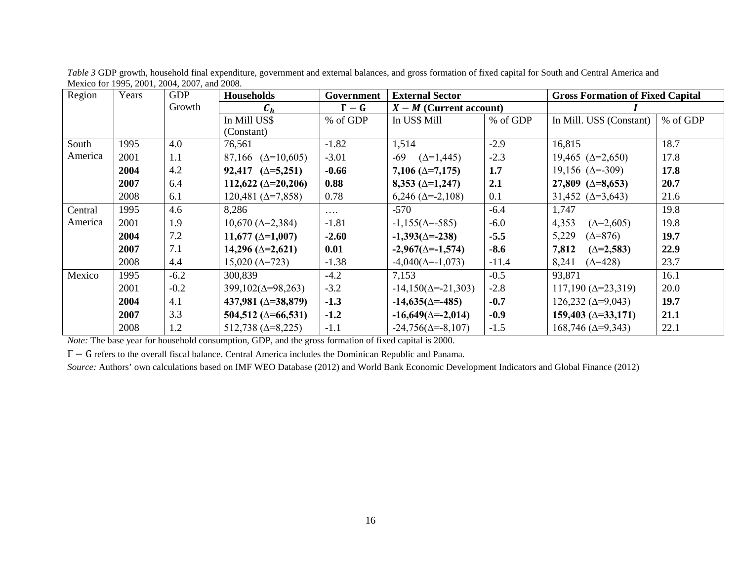*Table 3* GDP growth, household final expenditure, government and external balances, and gross formation of fixed capital for South and Central America and Mexico for 1995, 2001, 2004, 2007, and 2008.

| Region | Years | GDP Growth | Households | Government | External Sector | | Gross Formation of Fixed Capital | |
|---|---|---|---|---|---|---|---|---|
| | | | $C_h$ | $\Gamma - G$ | $X - M$ (Current account) | | $I$ | |
| | | | In Mill US$ (Constant) | % of GDP | In US$ Mill | % of GDP | In Mill. US$ (Constant) | % of GDP |
| South America | 1995 | 4.0 | 76,561 | -1.82 | 1,514 | -2.9 | 16,815 | 18.7 |
| | 2001 | 1.1 | 87,166 (Δ=10,605) | -3.01 | -69 (Δ=1,445) | -2.3 | 19,465 (Δ=2,650) | 17.8 |
| | **2004** | 4.2 | **92,417 (Δ=5,251)** | **-0.66** | **7,106 (Δ=7,175)** | **1.7** | 19,156 (Δ=-309) | **17.8** |
| | **2007** | 6.4 | **112,622 (Δ=20,206)** | **0.88** | **8,353 (Δ=1,247)** | **2.1** | **27,809 (Δ=8,653)** | **20.7** |
| | 2008 | 6.1 | 120,481 (Δ=7,858) | 0.78 | 6,246 (Δ=-2,108) | 0.1 | 31,452 (Δ=3,643) | 21.6 |
| Central America | 1995 | 4.6 | 8,286 | …. | -570 | -6.4 | 1,747 | 19.8 |
| | 2001 | 1.9 | 10,670 (Δ=2,384) | -1.81 | -1,155(Δ=-585) | -6.0 | 4,353 (Δ=2,605) | 19.8 |
| | **2004** | 7.2 | **11,677 (Δ=1,007)** | **-2.60** | **-1,393(Δ=-238)** | **-5.5** | 5,229 (Δ=876) | **19.7** |
| | **2007** | 7.1 | **14,296 (Δ=2,621)** | **0.01** | **-2,967(Δ=-1,574)** | **-8.6** | **7,812 (Δ=2,583)** | **22.9** |
| | 2008 | 4.4 | 15,020 (Δ=723) | -1.38 | -4,040(Δ=-1,073) | -11.4 | 8,241 (Δ=428) | 23.7 |
| Mexico | 1995 | -6.2 | 300,839 | -4.2 | 7,153 | -0.5 | 93,871 | 16.1 |
| | 2001 | -0.2 | 399,102(Δ=98,263) | -3.2 | -14,150(Δ=-21,303) | -2.8 | 117,190 (Δ=23,319) | 20.0 |
| | **2004** | 4.1 | **437,981 (Δ=38,879)** | **-1.3** | **-14,635(Δ=-485)** | **-0.7** | 126,232 (Δ=9,043) | 19.7 |
| | **2007** | 3.3 | **504,512 (Δ=66,531)** | **-1.2** | **-16,649(Δ=-2,014)** | **-0.9** | **159,403 (Δ=33,171)** | **21.1** |
| | 2008 | 1.2 | 512,738 (Δ=8,225) | -1.1 | -24,756(Δ=-8,107) | -1.5 | 168,746 (Δ=9,343) | 22.1 |

*Note:* The base year for household consumption, GDP, and the gross formation of fixed capital is 2000.

$\Gamma - G$ refers to the overall fiscal balance. Central America includes the Dominican Republic and Panama.

*Source:* Authors' own calculations based on IMF WEO Database (2012) and World Bank Economic Development Indicators and Global Finance (2012)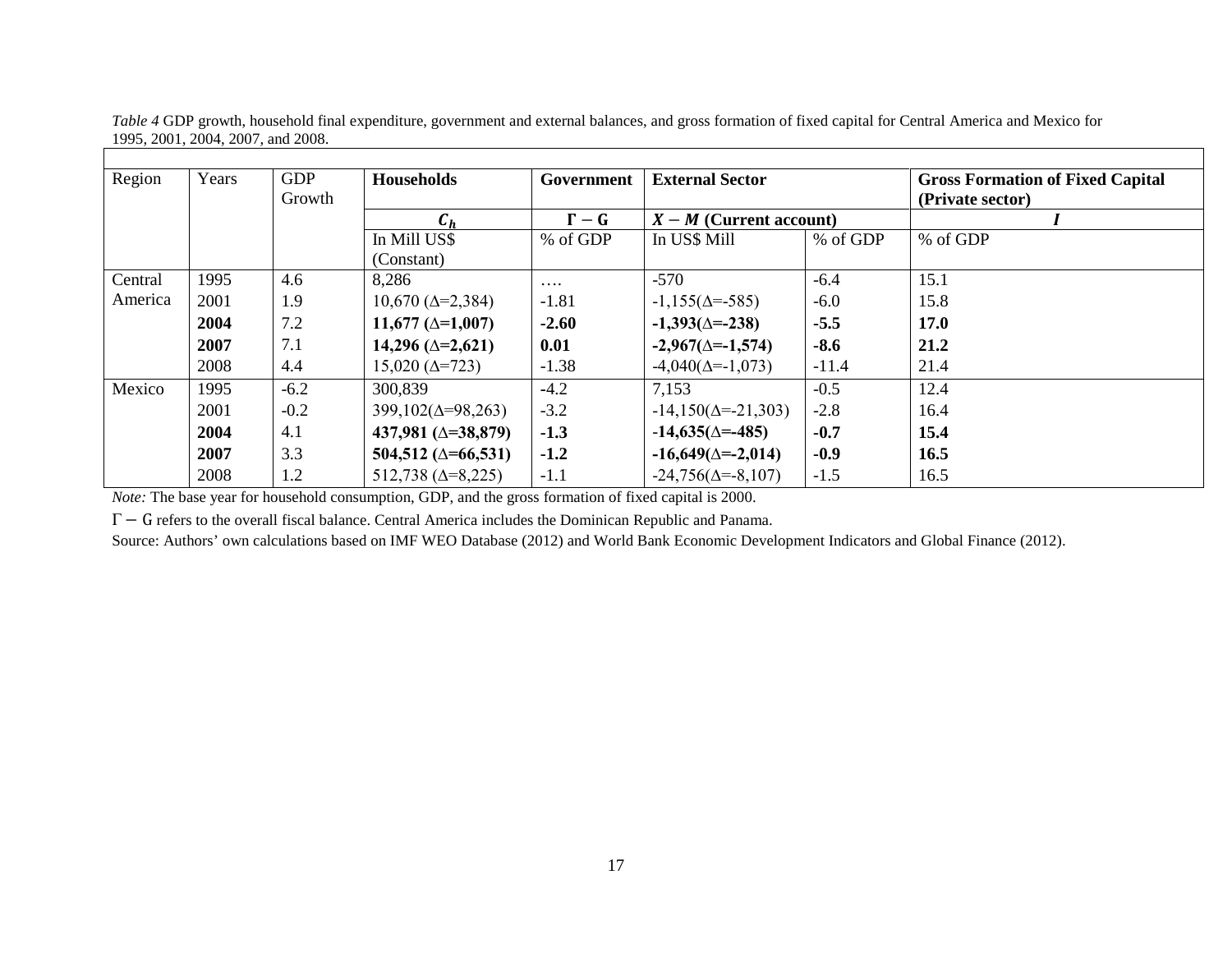*Table 4* GDP growth, household final expenditure, government and external balances, and gross formation of fixed capital for Central America and Mexico for 1995, 2001, 2004, 2007, and 2008.

| Region | Years | GDP Growth | Households | Government | External Sector | | Gross Formation of Fixed Capital (Private sector) |
|---|---|---|---|---|---|---|---|
| | | | $C_h$ | $\Gamma - G$ | $X - M$ (Current account) | | $I$ |
| | | | In Mill US$ (Constant) | % of GDP | In US$ Mill | % of GDP | % of GDP |
| Central America | 1995 | 4.6 | 8,286 | …. | -570 | -6.4 | 15.1 |
| | 2001 | 1.9 | 10,670 (Δ=2,384) | -1.81 | -1,155(Δ=-585) | -6.0 | 15.8 |
| | **2004** | 7.2 | **11,677 (Δ=1,007)** | **-2.60** | **-1,393(Δ=-238)** | **-5.5** | **17.0** |
| | **2007** | 7.1 | **14,296 (Δ=2,621)** | **0.01** | **-2,967(Δ=-1,574)** | **-8.6** | **21.2** |
| | 2008 | 4.4 | 15,020 (Δ=723) | -1.38 | -4,040(Δ=-1,073) | -11.4 | 21.4 |
| Mexico | 1995 | -6.2 | 300,839 | -4.2 | 7,153 | -0.5 | 12.4 |
| | 2001 | -0.2 | 399,102(Δ=98,263) | -3.2 | -14,150(Δ=-21,303) | -2.8 | 16.4 |
| | **2004** | 4.1 | **437,981 (Δ=38,879)** | **-1.3** | **-14,635(Δ=-485)** | **-0.7** | **15.4** |
| | **2007** | 3.3 | **504,512 (Δ=66,531)** | **-1.2** | **-16,649(Δ=-2,014)** | **-0.9** | **16.5** |
| | 2008 | 1.2 | 512,738 (Δ=8,225) | -1.1 | -24,756(Δ=-8,107) | -1.5 | 16.5 |

*Note:* The base year for household consumption, GDP, and the gross formation of fixed capital is 2000.

$\Gamma - G$ refers to the overall fiscal balance. Central America includes the Dominican Republic and Panama.

Source: Authors' own calculations based on IMF WEO Database (2012) and World Bank Economic Development Indicators and Global Finance (2012).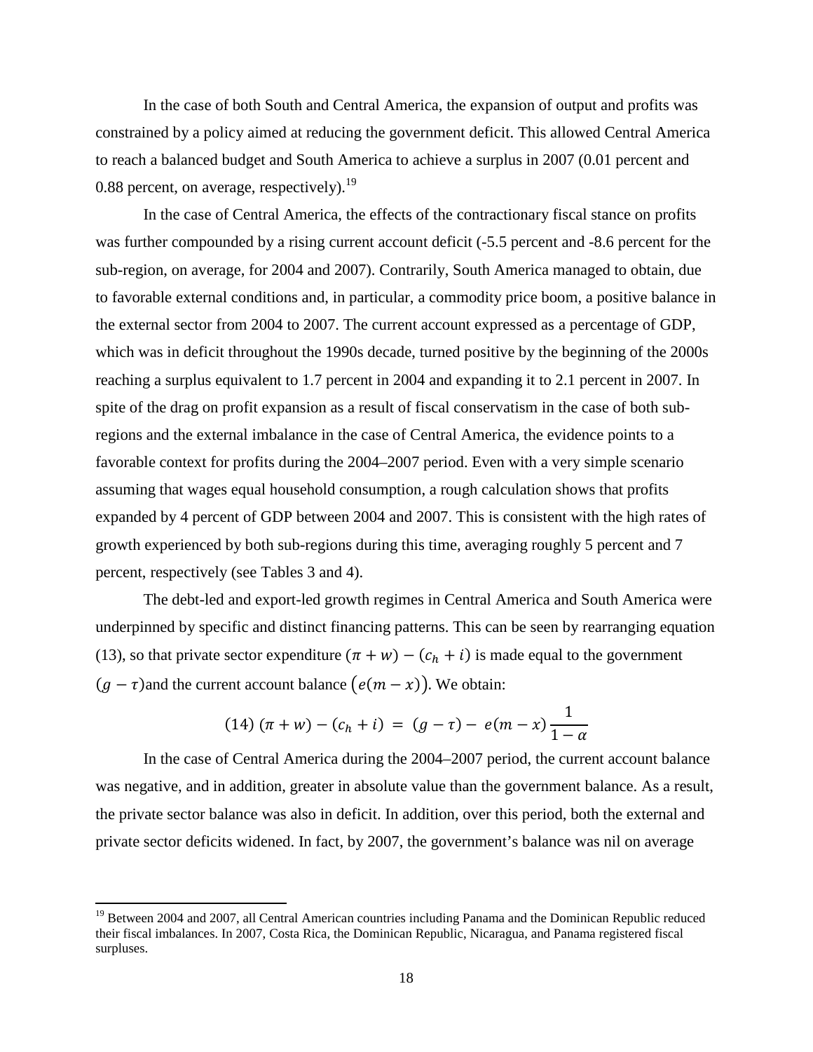In the case of both South and Central America, the expansion of output and profits was constrained by a policy aimed at reducing the government deficit. This allowed Central America to reach a balanced budget and South America to achieve a surplus in 2007 (0.01 percent and 0.88 percent, on average, respectively).[19]

In the case of Central America, the effects of the contractionary fiscal stance on profits was further compounded by a rising current account deficit (-5.5 percent and -8.6 percent for the sub-region, on average, for 2004 and 2007). Contrarily, South America managed to obtain, due to favorable external conditions and, in particular, a commodity price boom, a positive balance in the external sector from 2004 to 2007. The current account expressed as a percentage of GDP, which was in deficit throughout the 1990s decade, turned positive by the beginning of the 2000s reaching a surplus equivalent to 1.7 percent in 2004 and expanding it to 2.1 percent in 2007. In spite of the drag on profit expansion as a result of fiscal conservatism in the case of both sub-regions and the external imbalance in the case of Central America, the evidence points to a favorable context for profits during the 2004–2007 period. Even with a very simple scenario assuming that wages equal household consumption, a rough calculation shows that profits expanded by 4 percent of GDP between 2004 and 2007. This is consistent with the high rates of growth experienced by both sub-regions during this time, averaging roughly 5 percent and 7 percent, respectively (see Tables 3 and 4).

The debt-led and export-led growth regimes in Central America and South America were underpinned by specific and distinct financing patterns. This can be seen by rearranging equation (13), so that private sector expenditure $(\pi + w) - (c_h + i)$ is made equal to the government $(g - \tau)$ and the current account balance $\left(e(m - x)\right)$. We obtain:

$$(14)\ (\pi + w) - (c_h + i) \ = \ (g - \tau) - \ e(m - x)\frac{1}{1 - \alpha}$$

In the case of Central America during the 2004–2007 period, the current account balance was negative, and in addition, greater in absolute value than the government balance. As a result, the private sector balance was also in deficit. In addition, over this period, both the external and private sector deficits widened. In fact, by 2007, the government's balance was nil on average

[19] Between 2004 and 2007, all Central American countries including Panama and the Dominican Republic reduced their fiscal imbalances. In 2007, Costa Rica, the Dominican Republic, Nicaragua, and Panama registered fiscal surpluses.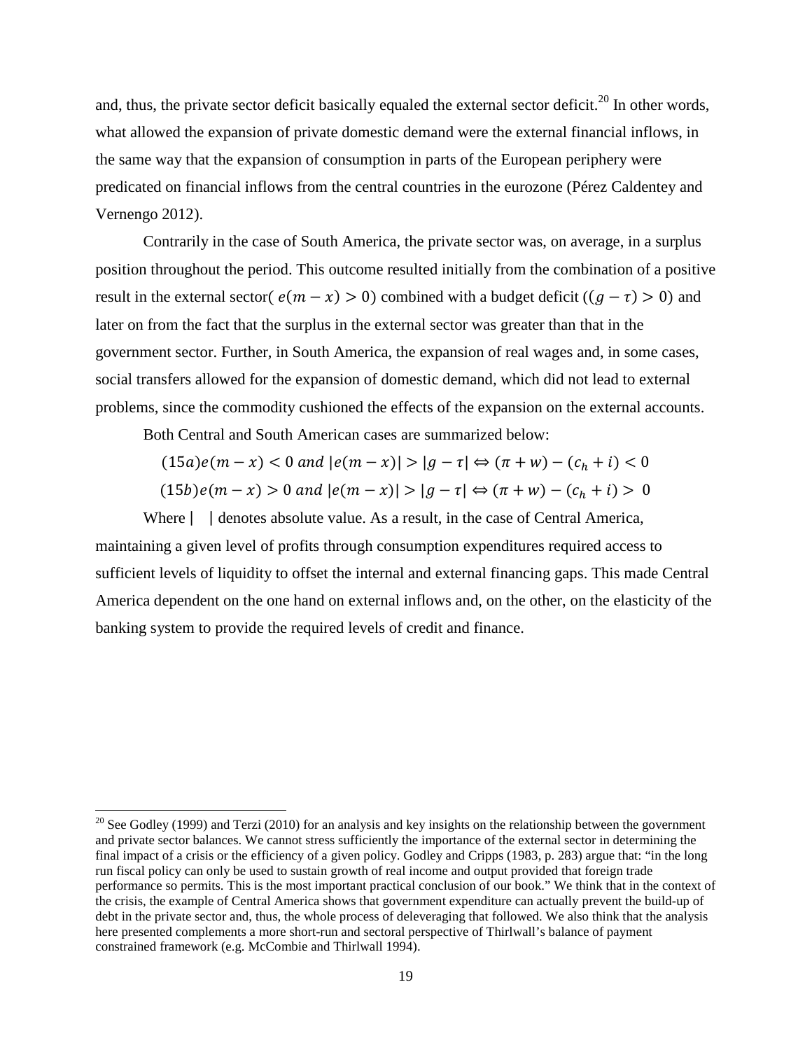and, thus, the private sector deficit basically equaled the external sector deficit.[20] In other words, what allowed the expansion of private domestic demand were the external financial inflows, in the same way that the expansion of consumption in parts of the European periphery were predicated on financial inflows from the central countries in the eurozone (Pérez Caldentey and Vernengo 2012).

Contrarily in the case of South America, the private sector was, on average, in a surplus position throughout the period. This outcome resulted initially from the combination of a positive result in the external sector( $e(m-x)>0$) combined with a budget deficit ($(g-\tau)>0$) and later on from the fact that the surplus in the external sector was greater than that in the government sector. Further, in South America, the expansion of real wages and, in some cases, social transfers allowed for the expansion of domestic demand, which did not lead to external problems, since the commodity cushioned the effects of the expansion on the external accounts.

Both Central and South American cases are summarized below:

$$(15a)\, e(m-x)<0 \text{ and } |e(m-x)|>|g-\tau| \Leftrightarrow (\pi+w)-(c_h+i)<0$$

$$(15b)\, e(m-x)>0 \text{ and } |e(m-x)|>|g-\tau| \Leftrightarrow (\pi+w)-(c_h+i)>0$$

Where | | denotes absolute value. As a result, in the case of Central America, maintaining a given level of profits through consumption expenditures required access to sufficient levels of liquidity to offset the internal and external financing gaps. This made Central America dependent on the one hand on external inflows and, on the other, on the elasticity of the banking system to provide the required levels of credit and finance.

---

[20] See Godley (1999) and Terzi (2010) for an analysis and key insights on the relationship between the government and private sector balances. We cannot stress sufficiently the importance of the external sector in determining the final impact of a crisis or the efficiency of a given policy. Godley and Cripps (1983, p. 283) argue that: "in the long run fiscal policy can only be used to sustain growth of real income and output provided that foreign trade performance so permits. This is the most important practical conclusion of our book." We think that in the context of the crisis, the example of Central America shows that government expenditure can actually prevent the build-up of debt in the private sector and, thus, the whole process of deleveraging that followed. We also think that the analysis here presented complements a more short-run and sectoral perspective of Thirlwall's balance of payment constrained framework (e.g. McCombie and Thirlwall 1994).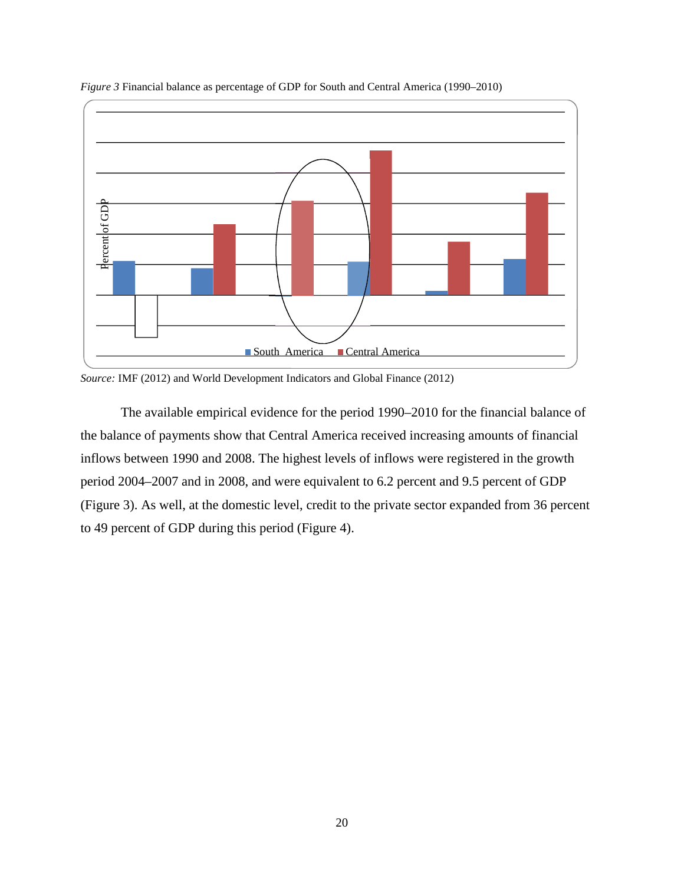*Figure 3* Financial balance as percentage of GDP for South and Central America (1990–2010)

Percent of GDP

South America   Central America

*Source:* IMF (2012) and World Development Indicators and Global Finance (2012)

The available empirical evidence for the period 1990–2010 for the financial balance of the balance of payments show that Central America received increasing amounts of financial inflows between 1990 and 2008. The highest levels of inflows were registered in the growth period 2004–2007 and in 2008, and were equivalent to 6.2 percent and 9.5 percent of GDP (Figure 3). As well, at the domestic level, credit to the private sector expanded from 36 percent to 49 percent of GDP during this period (Figure 4).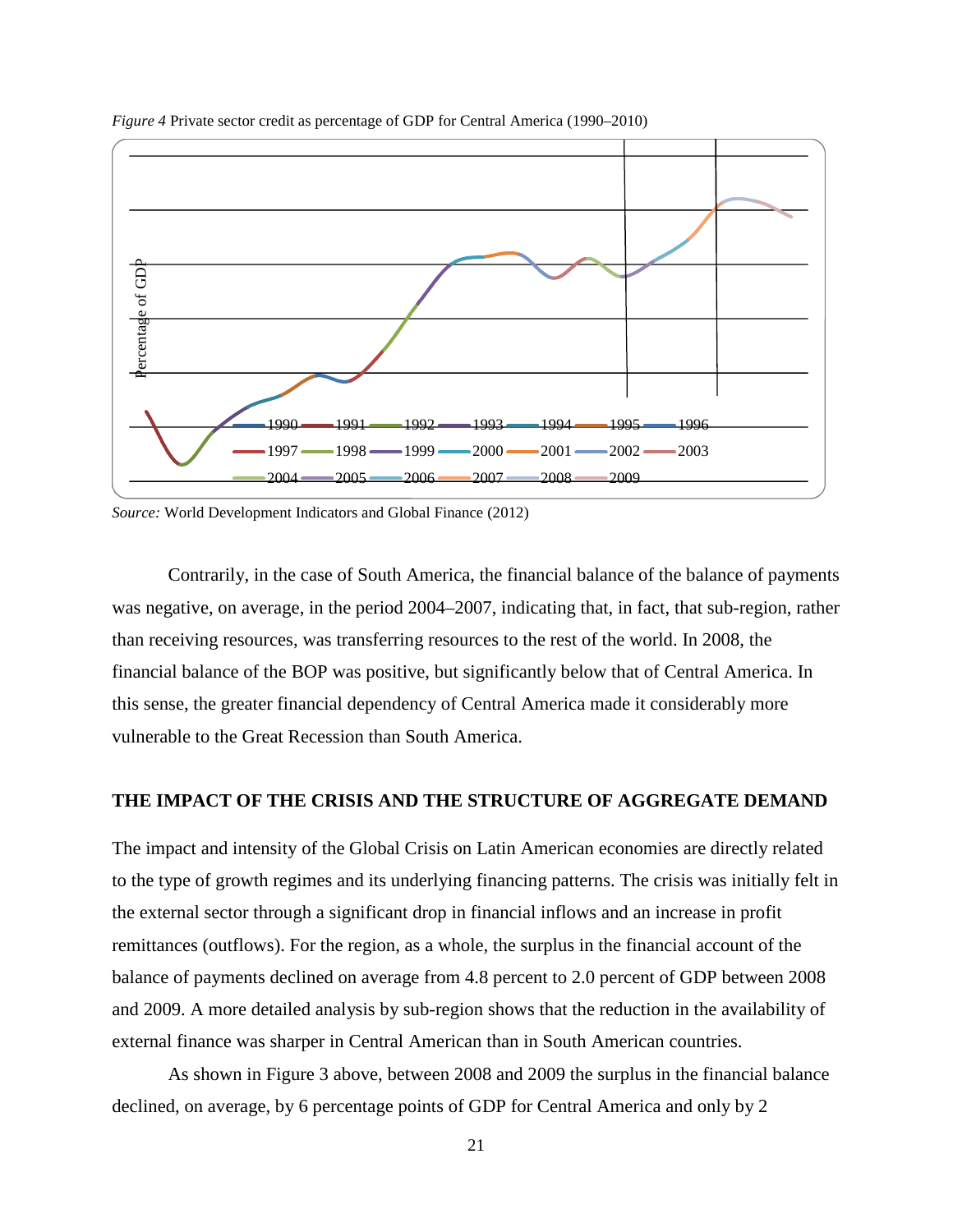*Figure 4* Private sector credit as percentage of GDP for Central America (1990–2010)

*Source:* World Development Indicators and Global Finance (2012)

Contrarily, in the case of South America, the financial balance of the balance of payments was negative, on average, in the period 2004–2007, indicating that, in fact, that sub-region, rather than receiving resources, was transferring resources to the rest of the world. In 2008, the financial balance of the BOP was positive, but significantly below that of Central America. In this sense, the greater financial dependency of Central America made it considerably more vulnerable to the Great Recession than South America.

## THE IMPACT OF THE CRISIS AND THE STRUCTURE OF AGGREGATE DEMAND

The impact and intensity of the Global Crisis on Latin American economies are directly related to the type of growth regimes and its underlying financing patterns. The crisis was initially felt in the external sector through a significant drop in financial inflows and an increase in profit remittances (outflows). For the region, as a whole, the surplus in the financial account of the balance of payments declined on average from 4.8 percent to 2.0 percent of GDP between 2008 and 2009. A more detailed analysis by sub-region shows that the reduction in the availability of external finance was sharper in Central American than in South American countries.

As shown in Figure 3 above, between 2008 and 2009 the surplus in the financial balance declined, on average, by 6 percentage points of GDP for Central America and only by 2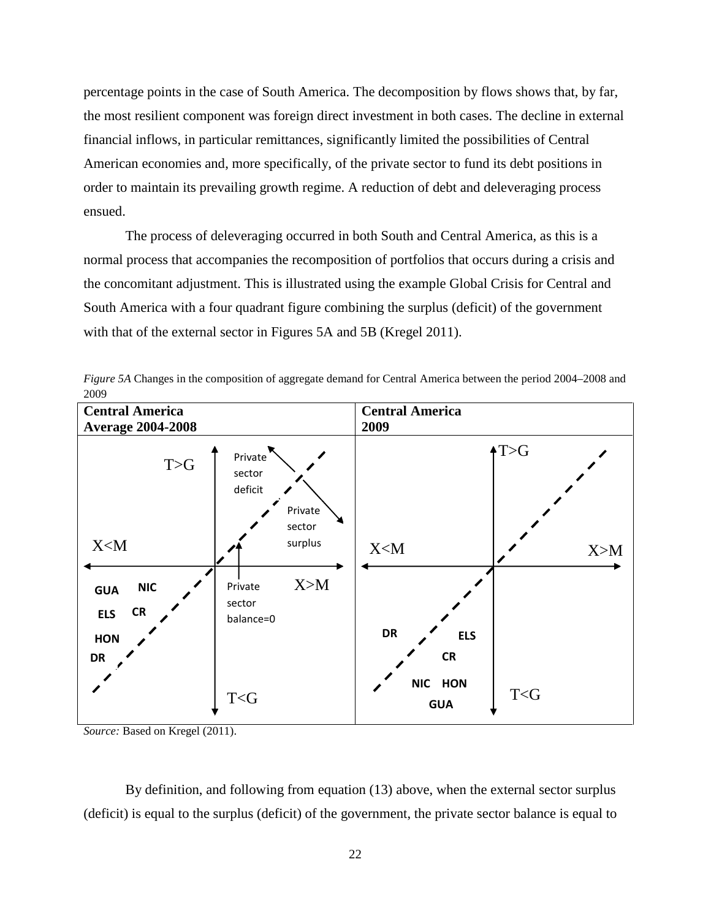percentage points in the case of South America. The decomposition by flows shows that, by far, the most resilient component was foreign direct investment in both cases. The decline in external financial inflows, in particular remittances, significantly limited the possibilities of Central American economies and, more specifically, of the private sector to fund its debt positions in order to maintain its prevailing growth regime. A reduction of debt and deleveraging process ensued.

The process of deleveraging occurred in both South and Central America, as this is a normal process that accompanies the recomposition of portfolios that occurs during a crisis and the concomitant adjustment. This is illustrated using the example Global Crisis for Central and South America with a four quadrant figure combining the surplus (deficit) of the government with that of the external sector in Figures 5A and 5B (Kregel 2011).

*Figure 5A* Changes in the composition of aggregate demand for Central America between the period 2004–2008 and 2009

| **Central America Average 2004-2008** | **Central America 2009** |
|---|---|
| T>G; X<M; X>M; T<G; Private sector deficit; Private sector surplus; Private sector balance=0; GUA, NIC, ELS, CR, HON, DR | T>G; X<M; X>M; T<G; DR, ELS, CR, NIC, HON, GUA |

*Source:* Based on Kregel (2011).

By definition, and following from equation (13) above, when the external sector surplus (deficit) is equal to the surplus (deficit) of the government, the private sector balance is equal to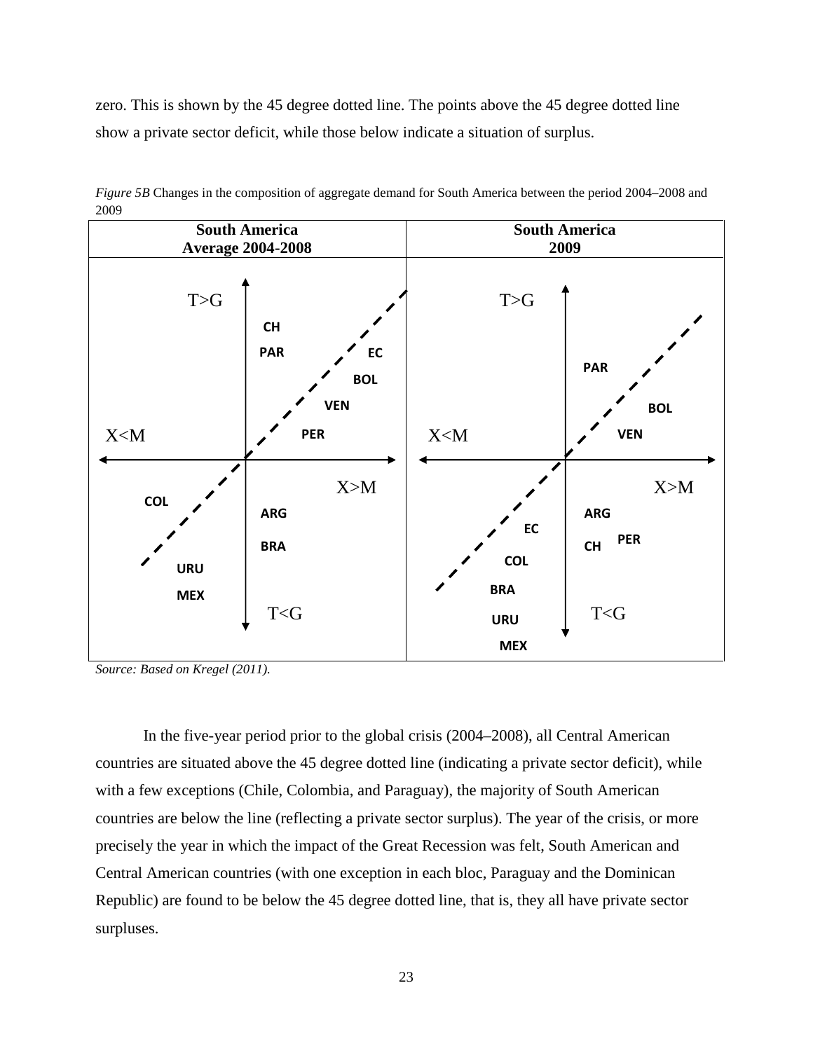zero. This is shown by the 45 degree dotted line. The points above the 45 degree dotted line show a private sector deficit, while those below indicate a situation of surplus.

*Figure 5B* Changes in the composition of aggregate demand for South America between the period 2004–2008 and 2009

| South America<br>Average 2004-2008 | South America<br>2009 |
|---|---|
| T>G, T<G, X<M, X>M; CH, PAR, EC, BOL, VEN, PER, COL, ARG, BRA, URU, MEX | T>G, T<G, X<M, X>M; PAR, BOL, VEN, ARG, EC, CH, PER, COL, BRA, URU, MEX |

*Source: Based on Kregel (2011).*

In the five-year period prior to the global crisis (2004–2008), all Central American countries are situated above the 45 degree dotted line (indicating a private sector deficit), while with a few exceptions (Chile, Colombia, and Paraguay), the majority of South American countries are below the line (reflecting a private sector surplus). The year of the crisis, or more precisely the year in which the impact of the Great Recession was felt, South American and Central American countries (with one exception in each bloc, Paraguay and the Dominican Republic) are found to be below the 45 degree dotted line, that is, they all have private sector surpluses.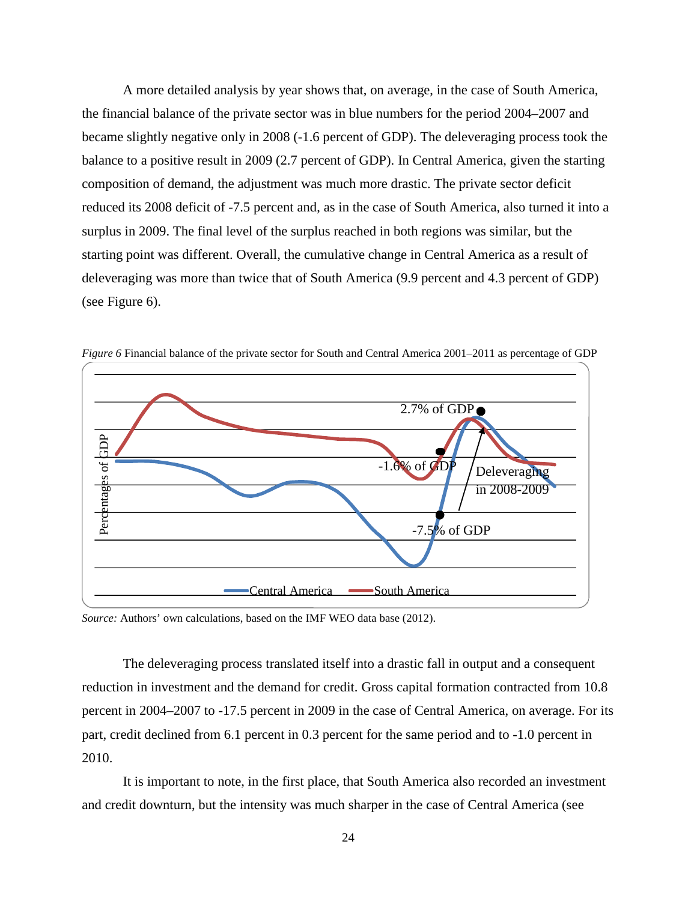A more detailed analysis by year shows that, on average, in the case of South America, the financial balance of the private sector was in blue numbers for the period 2004–2007 and became slightly negative only in 2008 (-1.6 percent of GDP). The deleveraging process took the balance to a positive result in 2009 (2.7 percent of GDP). In Central America, given the starting composition of demand, the adjustment was much more drastic. The private sector deficit reduced its 2008 deficit of -7.5 percent and, as in the case of South America, also turned it into a surplus in 2009. The final level of the surplus reached in both regions was similar, but the starting point was different. Overall, the cumulative change in Central America as a result of deleveraging was more than twice that of South America (9.9 percent and 4.3 percent of GDP) (see Figure 6).

*Figure 6* Financial balance of the private sector for South and Central America 2001–2011 as percentage of GDP

*Source:* Authors' own calculations, based on the IMF WEO data base (2012).

The deleveraging process translated itself into a drastic fall in output and a consequent reduction in investment and the demand for credit. Gross capital formation contracted from 10.8 percent in 2004–2007 to -17.5 percent in 2009 in the case of Central America, on average. For its part, credit declined from 6.1 percent in 0.3 percent for the same period and to -1.0 percent in 2010.

It is important to note, in the first place, that South America also recorded an investment and credit downturn, but the intensity was much sharper in the case of Central America (see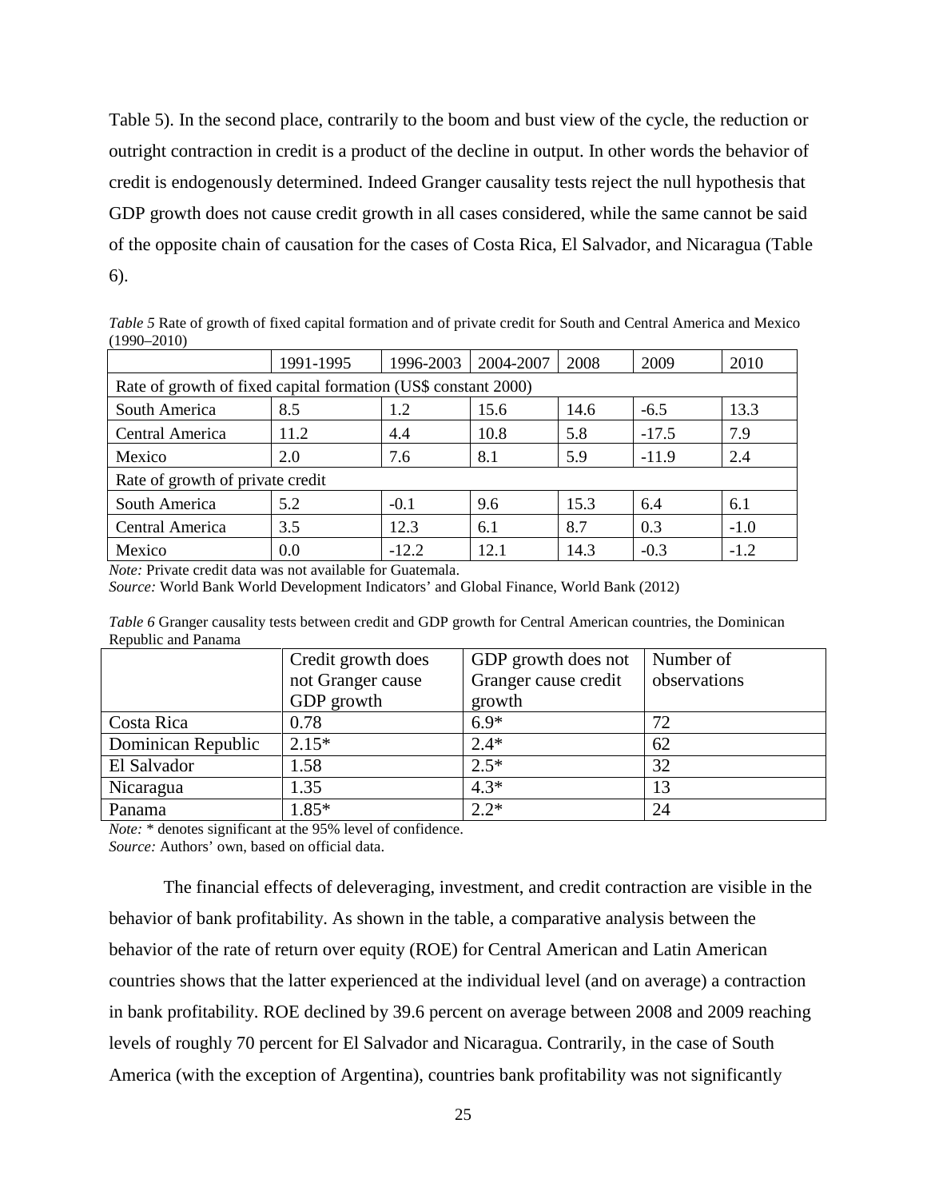Table 5). In the second place, contrarily to the boom and bust view of the cycle, the reduction or outright contraction in credit is a product of the decline in output. In other words the behavior of credit is endogenously determined. Indeed Granger causality tests reject the null hypothesis that GDP growth does not cause credit growth in all cases considered, while the same cannot be said of the opposite chain of causation for the cases of Costa Rica, El Salvador, and Nicaragua (Table 6).

*Table 5* Rate of growth of fixed capital formation and of private credit for South and Central America and Mexico (1990–2010)

| | 1991-1995 | 1996-2003 | 2004-2007 | 2008 | 2009 | 2010 |
|---|---|---|---|---|---|---|
| Rate of growth of fixed capital formation (US$ constant 2000) | | | | | | |
| South America | 8.5 | 1.2 | 15.6 | 14.6 | -6.5 | 13.3 |
| Central America | 11.2 | 4.4 | 10.8 | 5.8 | -17.5 | 7.9 |
| Mexico | 2.0 | 7.6 | 8.1 | 5.9 | -11.9 | 2.4 |
| Rate of growth of private credit | | | | | | |
| South America | 5.2 | -0.1 | 9.6 | 15.3 | 6.4 | 6.1 |
| Central America | 3.5 | 12.3 | 6.1 | 8.7 | 0.3 | -1.0 |
| Mexico | 0.0 | -12.2 | 12.1 | 14.3 | -0.3 | -1.2 |

*Note:* Private credit data was not available for Guatemala.
*Source:* World Bank World Development Indicators' and Global Finance, World Bank (2012)

*Table 6* Granger causality tests between credit and GDP growth for Central American countries, the Dominican Republic and Panama

| | Credit growth does not Granger cause GDP growth | GDP growth does not Granger cause credit growth | Number of observations |
|---|---|---|---|
| Costa Rica | 0.78 | 6.9* | 72 |
| Dominican Republic | 2.15* | 2.4* | 62 |
| El Salvador | 1.58 | 2.5* | 32 |
| Nicaragua | 1.35 | 4.3* | 13 |
| Panama | 1.85* | 2.2* | 24 |

*Note:* * denotes significant at the 95% level of confidence.
*Source:* Authors' own, based on official data.

The financial effects of deleveraging, investment, and credit contraction are visible in the behavior of bank profitability. As shown in the table, a comparative analysis between the behavior of the rate of return over equity (ROE) for Central American and Latin American countries shows that the latter experienced at the individual level (and on average) a contraction in bank profitability. ROE declined by 39.6 percent on average between 2008 and 2009 reaching levels of roughly 70 percent for El Salvador and Nicaragua. Contrarily, in the case of South America (with the exception of Argentina), countries bank profitability was not significantly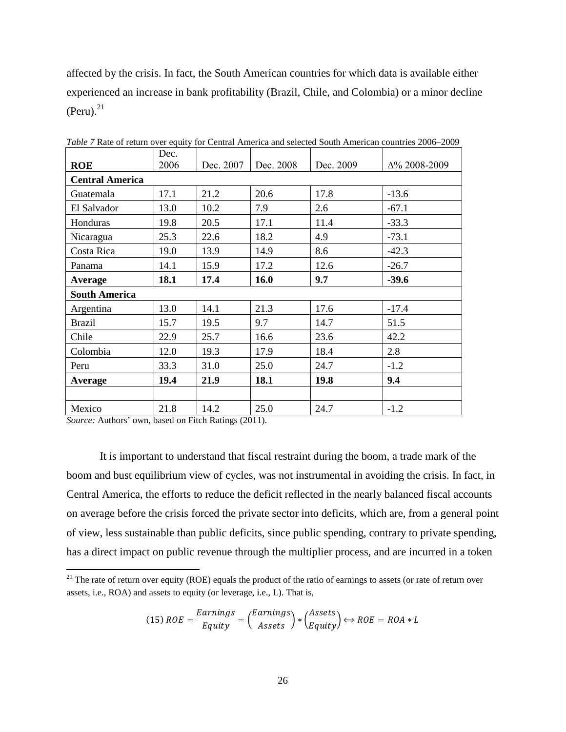affected by the crisis. In fact, the South American countries for which data is available either experienced an increase in bank profitability (Brazil, Chile, and Colombia) or a minor decline (Peru).[21]

*Table 7* Rate of return over equity for Central America and selected South American countries 2006–2009

| **ROE** | Dec. 2006 | Dec. 2007 | Dec. 2008 | Dec. 2009 | Δ% 2008-2009 |
|---|---|---|---|---|---|
| **Central America** | | | | | |
| Guatemala | 17.1 | 21.2 | 20.6 | 17.8 | -13.6 |
| El Salvador | 13.0 | 10.2 | 7.9 | 2.6 | -67.1 |
| Honduras | 19.8 | 20.5 | 17.1 | 11.4 | -33.3 |
| Nicaragua | 25.3 | 22.6 | 18.2 | 4.9 | -73.1 |
| Costa Rica | 19.0 | 13.9 | 14.9 | 8.6 | -42.3 |
| Panama | 14.1 | 15.9 | 17.2 | 12.6 | -26.7 |
| **Average** | **18.1** | **17.4** | **16.0** | **9.7** | **-39.6** |
| **South America** | | | | | |
| Argentina | 13.0 | 14.1 | 21.3 | 17.6 | -17.4 |
| Brazil | 15.7 | 19.5 | 9.7 | 14.7 | 51.5 |
| Chile | 22.9 | 25.7 | 16.6 | 23.6 | 42.2 |
| Colombia | 12.0 | 19.3 | 17.9 | 18.4 | 2.8 |
| Peru | 33.3 | 31.0 | 25.0 | 24.7 | -1.2 |
| **Average** | **19.4** | **21.9** | **18.1** | **19.8** | **9.4** |
| | | | | | |
| Mexico | 21.8 | 14.2 | 25.0 | 24.7 | -1.2 |

*Source:* Authors' own, based on Fitch Ratings (2011).

It is important to understand that fiscal restraint during the boom, a trade mark of the boom and bust equilibrium view of cycles, was not instrumental in avoiding the crisis. In fact, in Central America, the efforts to reduce the deficit reflected in the nearly balanced fiscal accounts on average before the crisis forced the private sector into deficits, which are, from a general point of view, less sustainable than public deficits, since public spending, contrary to private spending, has a direct impact on public revenue through the multiplier process, and are incurred in a token

[21] The rate of return over equity (ROE) equals the product of the ratio of earnings to assets (or rate of return over assets, i.e., ROA) and assets to equity (or leverage, i.e., L). That is,

$$(15)\ ROE = \frac{Earnings}{Equity} = \left(\frac{Earnings}{Assets}\right) * \left(\frac{Assets}{Equity}\right) \Leftrightarrow ROE = ROA * L$$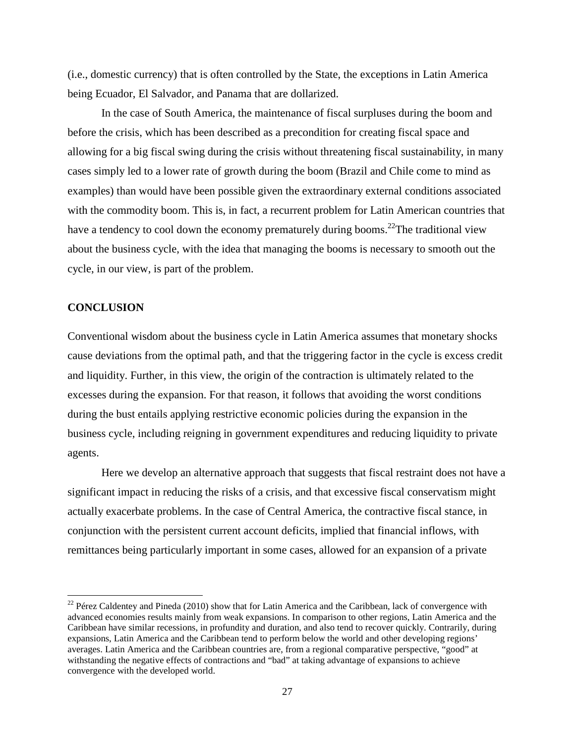(i.e., domestic currency) that is often controlled by the State, the exceptions in Latin America being Ecuador, El Salvador, and Panama that are dollarized.

In the case of South America, the maintenance of fiscal surpluses during the boom and before the crisis, which has been described as a precondition for creating fiscal space and allowing for a big fiscal swing during the crisis without threatening fiscal sustainability, in many cases simply led to a lower rate of growth during the boom (Brazil and Chile come to mind as examples) than would have been possible given the extraordinary external conditions associated with the commodity boom. This is, in fact, a recurrent problem for Latin American countries that have a tendency to cool down the economy prematurely during booms.[22]The traditional view about the business cycle, with the idea that managing the booms is necessary to smooth out the cycle, in our view, is part of the problem.

## CONCLUSION

Conventional wisdom about the business cycle in Latin America assumes that monetary shocks cause deviations from the optimal path, and that the triggering factor in the cycle is excess credit and liquidity. Further, in this view, the origin of the contraction is ultimately related to the excesses during the expansion. For that reason, it follows that avoiding the worst conditions during the bust entails applying restrictive economic policies during the expansion in the business cycle, including reigning in government expenditures and reducing liquidity to private agents.

Here we develop an alternative approach that suggests that fiscal restraint does not have a significant impact in reducing the risks of a crisis, and that excessive fiscal conservatism might actually exacerbate problems. In the case of Central America, the contractive fiscal stance, in conjunction with the persistent current account deficits, implied that financial inflows, with remittances being particularly important in some cases, allowed for an expansion of a private

[22] Pérez Caldentey and Pineda (2010) show that for Latin America and the Caribbean, lack of convergence with advanced economies results mainly from weak expansions. In comparison to other regions, Latin America and the Caribbean have similar recessions, in profundity and duration, and also tend to recover quickly. Contrarily, during expansions, Latin America and the Caribbean tend to perform below the world and other developing regions' averages. Latin America and the Caribbean countries are, from a regional comparative perspective, "good" at withstanding the negative effects of contractions and "bad" at taking advantage of expansions to achieve convergence with the developed world.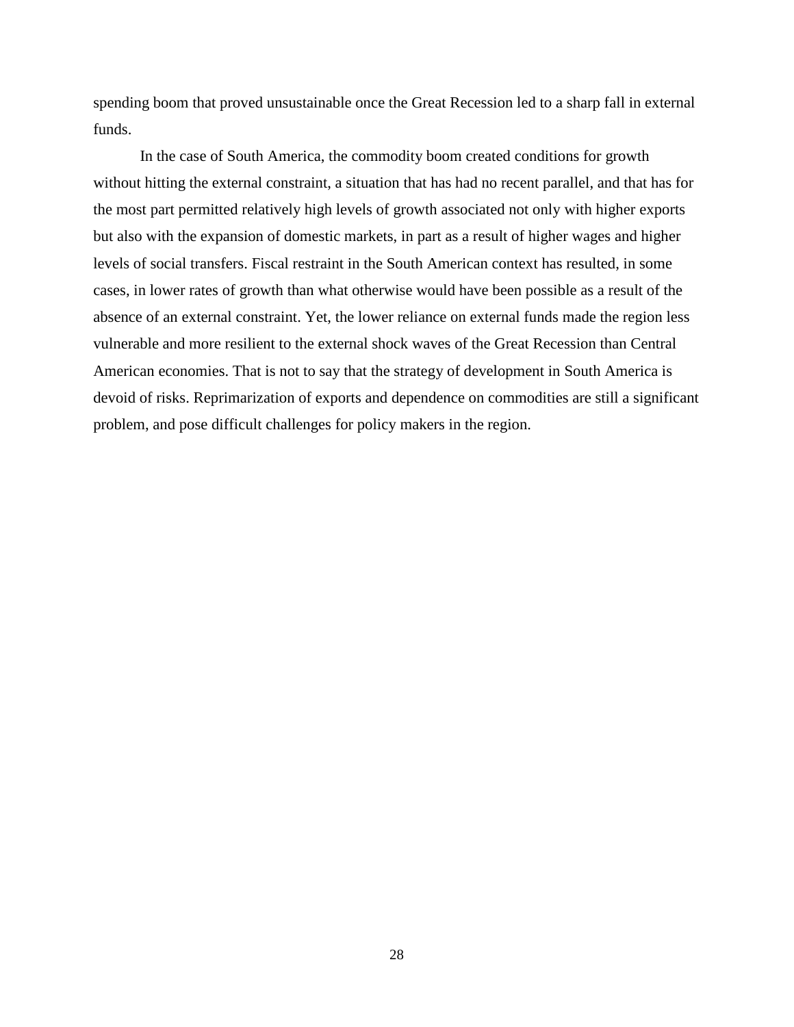spending boom that proved unsustainable once the Great Recession led to a sharp fall in external funds.

In the case of South America, the commodity boom created conditions for growth without hitting the external constraint, a situation that has had no recent parallel, and that has for the most part permitted relatively high levels of growth associated not only with higher exports but also with the expansion of domestic markets, in part as a result of higher wages and higher levels of social transfers. Fiscal restraint in the South American context has resulted, in some cases, in lower rates of growth than what otherwise would have been possible as a result of the absence of an external constraint. Yet, the lower reliance on external funds made the region less vulnerable and more resilient to the external shock waves of the Great Recession than Central American economies. That is not to say that the strategy of development in South America is devoid of risks. Reprimarization of exports and dependence on commodities are still a significant problem, and pose difficult challenges for policy makers in the region.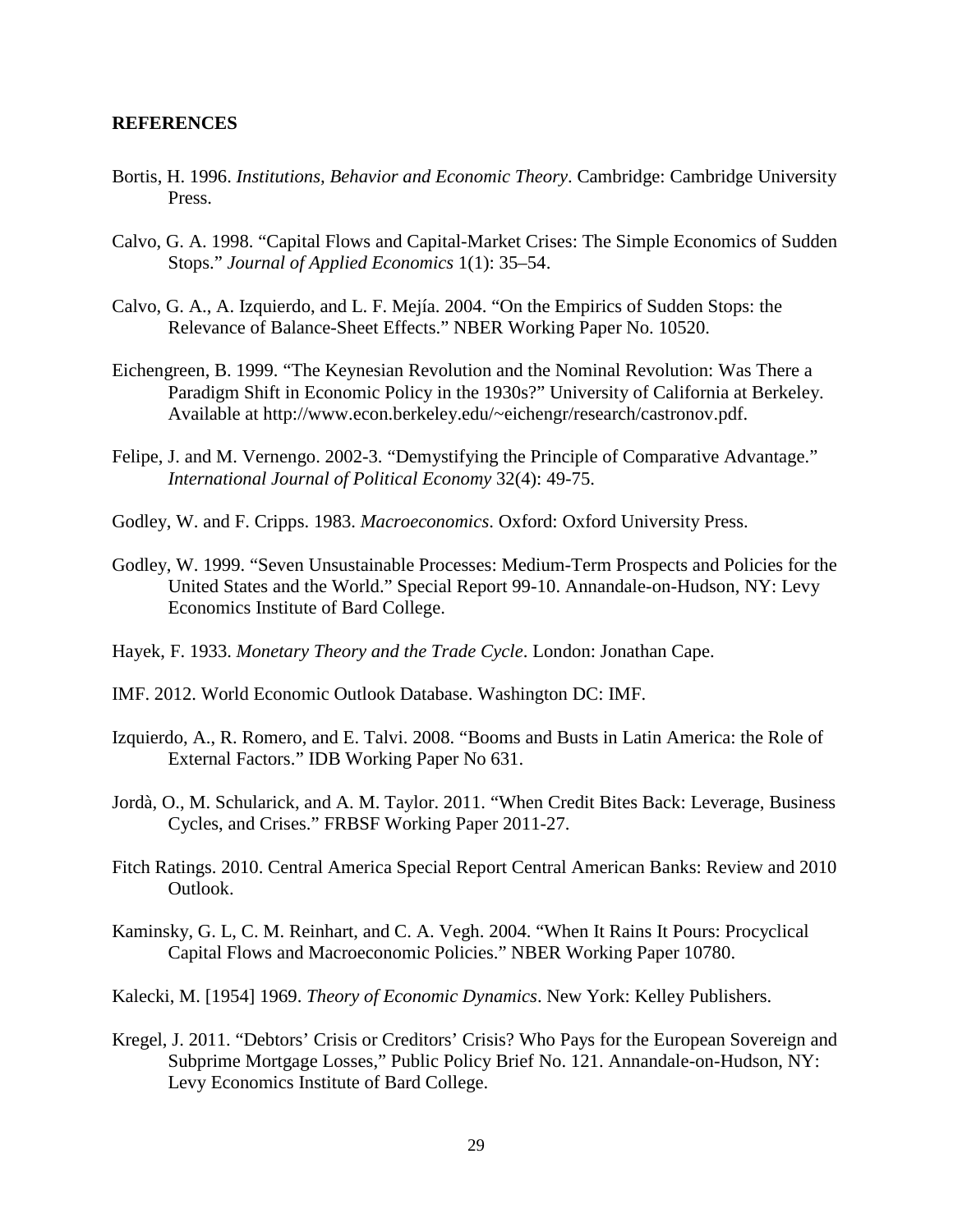## REFERENCES

Bortis, H. 1996. *Institutions, Behavior and Economic Theory*. Cambridge: Cambridge University Press.

Calvo, G. A. 1998. "Capital Flows and Capital-Market Crises: The Simple Economics of Sudden Stops." *Journal of Applied Economics* 1(1): 35–54.

Calvo, G. A., A. Izquierdo, and L. F. Mejía. 2004. "On the Empirics of Sudden Stops: the Relevance of Balance-Sheet Effects." NBER Working Paper No. 10520.

Eichengreen, B. 1999. "The Keynesian Revolution and the Nominal Revolution: Was There a Paradigm Shift in Economic Policy in the 1930s?" University of California at Berkeley. Available at http://www.econ.berkeley.edu/~eichengr/research/castronov.pdf.

Felipe, J. and M. Vernengo. 2002-3. "Demystifying the Principle of Comparative Advantage." *International Journal of Political Economy* 32(4): 49-75.

Godley, W. and F. Cripps. 1983. *Macroeconomics*. Oxford: Oxford University Press.

Godley, W. 1999. "Seven Unsustainable Processes: Medium-Term Prospects and Policies for the United States and the World." Special Report 99-10. Annandale-on-Hudson, NY: Levy Economics Institute of Bard College.

Hayek, F. 1933. *Monetary Theory and the Trade Cycle*. London: Jonathan Cape.

IMF. 2012. World Economic Outlook Database. Washington DC: IMF.

Izquierdo, A., R. Romero, and E. Talvi. 2008. "Booms and Busts in Latin America: the Role of External Factors." IDB Working Paper No 631.

Jordà, O., M. Schularick, and A. M. Taylor. 2011. "When Credit Bites Back: Leverage, Business Cycles, and Crises." FRBSF Working Paper 2011-27.

Fitch Ratings. 2010. Central America Special Report Central American Banks: Review and 2010 Outlook.

Kaminsky, G. L, C. M. Reinhart, and C. A. Vegh. 2004. "When It Rains It Pours: Procyclical Capital Flows and Macroeconomic Policies." NBER Working Paper 10780.

Kalecki, M. [1954] 1969. *Theory of Economic Dynamics*. New York: Kelley Publishers.

Kregel, J. 2011. "Debtors' Crisis or Creditors' Crisis? Who Pays for the European Sovereign and Subprime Mortgage Losses," Public Policy Brief No. 121. Annandale-on-Hudson, NY: Levy Economics Institute of Bard College.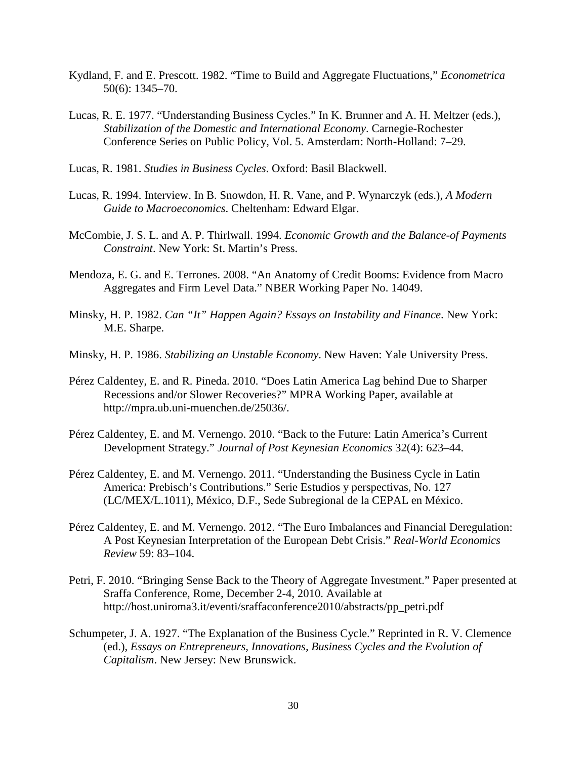Kydland, F. and E. Prescott. 1982. "Time to Build and Aggregate Fluctuations," *Econometrica* 50(6): 1345–70.

Lucas, R. E. 1977. "Understanding Business Cycles." In K. Brunner and A. H. Meltzer (eds.), *Stabilization of the Domestic and International Economy*. Carnegie-Rochester Conference Series on Public Policy, Vol. 5. Amsterdam: North-Holland: 7–29.

Lucas, R. 1981. *Studies in Business Cycles*. Oxford: Basil Blackwell.

Lucas, R. 1994. Interview. In B. Snowdon, H. R. Vane, and P. Wynarczyk (eds.), *A Modern Guide to Macroeconomics*. Cheltenham: Edward Elgar.

McCombie, J. S. L. and A. P. Thirlwall. 1994. *Economic Growth and the Balance-of Payments Constraint*. New York: St. Martin's Press.

Mendoza, E. G. and E. Terrones. 2008. "An Anatomy of Credit Booms: Evidence from Macro Aggregates and Firm Level Data." NBER Working Paper No. 14049.

Minsky, H. P. 1982. *Can "It" Happen Again? Essays on Instability and Finance*. New York: M.E. Sharpe.

Minsky, H. P. 1986. *Stabilizing an Unstable Economy*. New Haven: Yale University Press.

Pérez Caldentey, E. and R. Pineda. 2010. "Does Latin America Lag behind Due to Sharper Recessions and/or Slower Recoveries?" MPRA Working Paper, available at http://mpra.ub.uni-muenchen.de/25036/.

Pérez Caldentey, E. and M. Vernengo. 2010. "Back to the Future: Latin America's Current Development Strategy." *Journal of Post Keynesian Economics* 32(4): 623–44.

Pérez Caldentey, E. and M. Vernengo. 2011. "Understanding the Business Cycle in Latin America: Prebisch's Contributions." Serie Estudios y perspectivas, No. 127 (LC/MEX/L.1011), México, D.F., Sede Subregional de la CEPAL en México.

Pérez Caldentey, E. and M. Vernengo. 2012. "The Euro Imbalances and Financial Deregulation: A Post Keynesian Interpretation of the European Debt Crisis." *Real-World Economics Review* 59: 83–104.

Petri, F. 2010. "Bringing Sense Back to the Theory of Aggregate Investment." Paper presented at Sraffa Conference, Rome, December 2-4, 2010. Available at http://host.uniroma3.it/eventi/sraffaconference2010/abstracts/pp_petri.pdf

Schumpeter, J. A. 1927. "The Explanation of the Business Cycle." Reprinted in R. V. Clemence (ed.), *Essays on Entrepreneurs, Innovations, Business Cycles and the Evolution of Capitalism*. New Jersey: New Brunswick.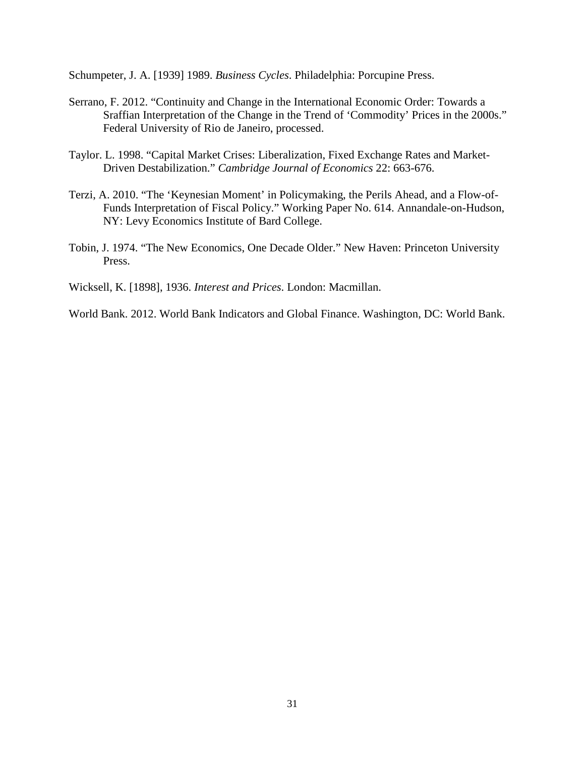Schumpeter, J. A. [1939] 1989. *Business Cycles*. Philadelphia: Porcupine Press.

Serrano, F. 2012. "Continuity and Change in the International Economic Order: Towards a Sraffian Interpretation of the Change in the Trend of 'Commodity' Prices in the 2000s." Federal University of Rio de Janeiro, processed.

Taylor. L. 1998. "Capital Market Crises: Liberalization, Fixed Exchange Rates and Market-Driven Destabilization." *Cambridge Journal of Economics* 22: 663-676.

Terzi, A. 2010. "The 'Keynesian Moment' in Policymaking, the Perils Ahead, and a Flow-of-Funds Interpretation of Fiscal Policy." Working Paper No. 614. Annandale-on-Hudson, NY: Levy Economics Institute of Bard College.

Tobin, J. 1974. "The New Economics, One Decade Older." New Haven: Princeton University Press.

Wicksell, K. [1898], 1936. *Interest and Prices*. London: Macmillan.

World Bank. 2012. World Bank Indicators and Global Finance. Washington, DC: World Bank.